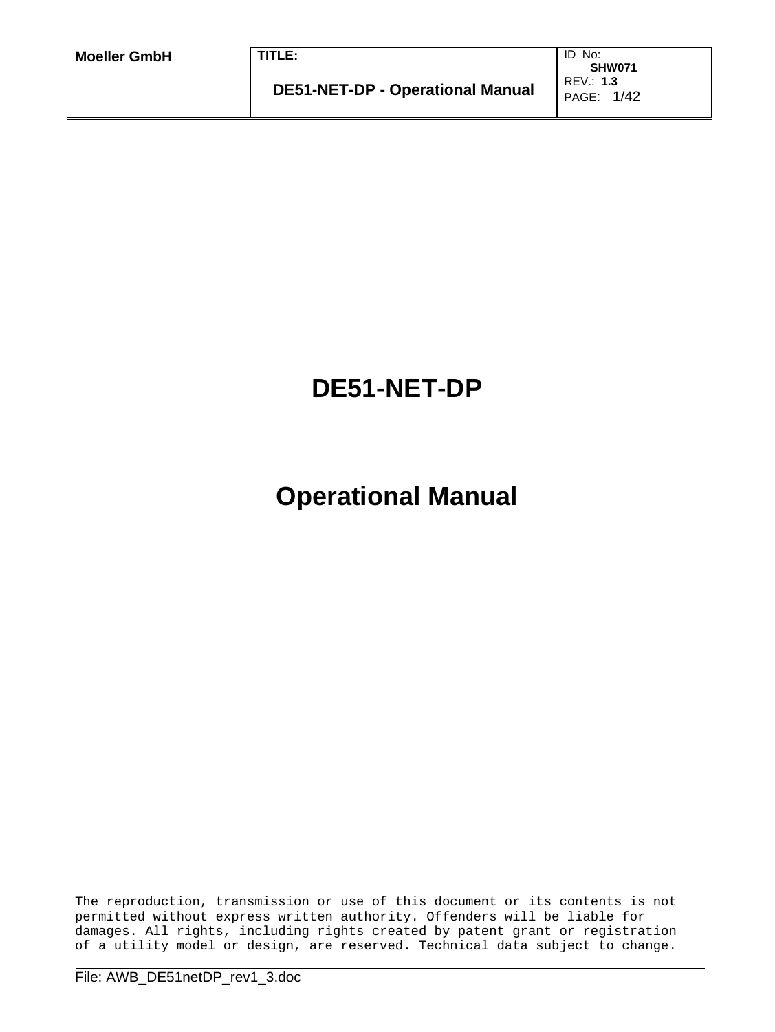# DE51-NET-DP

# Operational Manual

The reproduction, transmission or use of this document or its contents is not permitted without express written authority. Offenders will be liable for damages. All rights, including rights created by patent grant or registration of a utility model or design, are reserved. Technical data subject to change.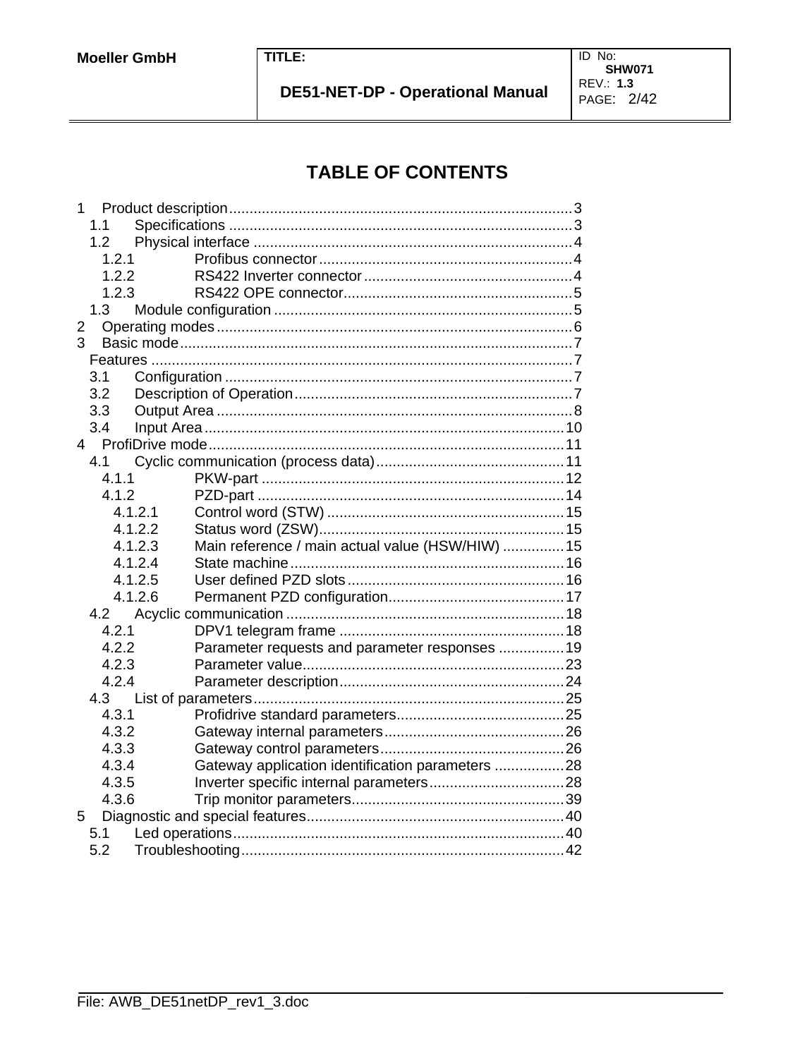# TABLE OF CONTENTS

1 Product description ........ 3
  1.1 Specifications ........ 3
  1.2 Physical interface ........ 4
    1.2.1 Profibus connector ........ 4
    1.2.2 RS422 Inverter connector ........ 4
    1.2.3 RS422 OPE connector ........ 5
  1.3 Module configuration ........ 5
2 Operating modes ........ 6
3 Basic mode ........ 7
  Features ........ 7
  3.1 Configuration ........ 7
  3.2 Description of Operation ........ 7
  3.3 Output Area ........ 8
  3.4 Input Area ........ 10
4 ProfiDrive mode ........ 11
  4.1 Cyclic communication (process data) ........ 11
    4.1.1 PKW-part ........ 12
    4.1.2 PZD-part ........ 14
      4.1.2.1 Control word (STW) ........ 15
      4.1.2.2 Status word (ZSW) ........ 15
      4.1.2.3 Main reference / main actual value (HSW/HIW) ........ 15
      4.1.2.4 State machine ........ 16
      4.1.2.5 User defined PZD slots ........ 16
      4.1.2.6 Permanent PZD configuration ........ 17
  4.2 Acyclic communication ........ 18
    4.2.1 DPV1 telegram frame ........ 18
    4.2.2 Parameter requests and parameter responses ........ 19
    4.2.3 Parameter value ........ 23
    4.2.4 Parameter description ........ 24
  4.3 List of parameters ........ 25
    4.3.1 Profidrive standard parameters ........ 25
    4.3.2 Gateway internal parameters ........ 26
    4.3.3 Gateway control parameters ........ 26
    4.3.4 Gateway application identification parameters ........ 28
    4.3.5 Inverter specific internal parameters ........ 28
    4.3.6 Trip monitor parameters ........ 39
5 Diagnostic and special features ........ 40
  5.1 Led operations ........ 40
  5.2 Troubleshooting ........ 42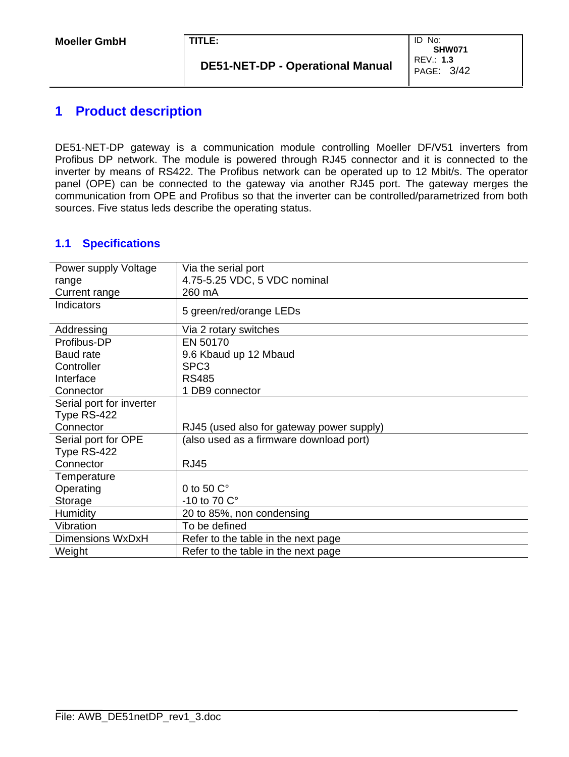# 1 Product description

DE51-NET-DP gateway is a communication module controlling Moeller DF/V51 inverters from Profibus DP network. The module is powered through RJ45 connector and it is connected to the inverter by means of RS422. The Profibus network can be operated up to 12 Mbit/s. The operator panel (OPE) can be connected to the gateway via another RJ45 port. The gateway merges the communication from OPE and Profibus so that the inverter can be controlled/parametrized from both sources. Five status leds describe the operating status.

## 1.1 Specifications

| | |
|---|---|
| Power supply Voltage range<br>Current range | Via the serial port<br>4.75-5.25 VDC, 5 VDC nominal<br>260 mA |
| Indicators | 5 green/red/orange LEDs |
| Addressing | Via 2 rotary switches |
| Profibus-DP<br>Baud rate<br>Controller<br>Interface<br>Connector | EN 50170<br>9.6 Kbaud up 12 Mbaud<br>SPC3<br>RS485<br>1 DB9 connector |
| Serial port for inverter<br>Type RS-422<br>Connector | <br><br>RJ45 (used also for gateway power supply) |
| Serial port for OPE<br>Type RS-422<br>Connector | (also used as a firmware download port)<br><br>RJ45 |
| Temperature<br>Operating<br>Storage | <br>0 to 50 C°<br>-10 to 70 C° |
| Humidity | 20 to 85%, non condensing |
| Vibration | To be defined |
| Dimensions WxDxH | Refer to the table in the next page |
| Weight | Refer to the table in the next page |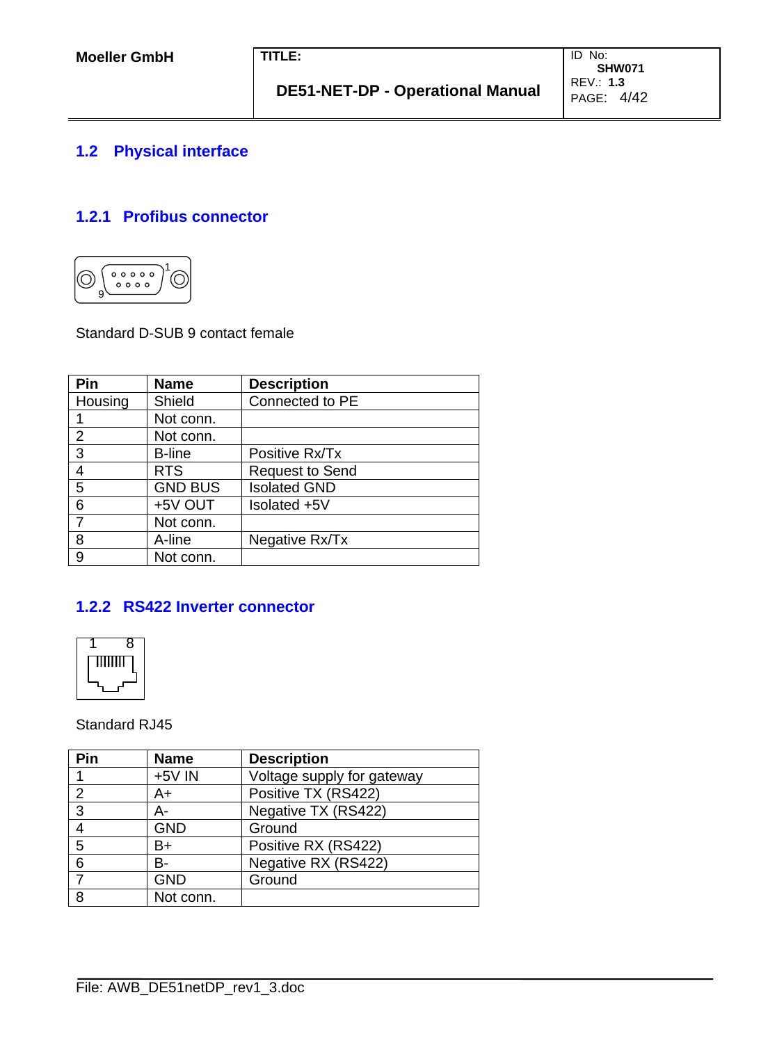## 1.2 Physical interface

### 1.2.1 Profibus connector

Standard D-SUB 9 contact female

| Pin | Name | Description |
|---|---|---|
| Housing | Shield | Connected to PE |
| 1 | Not conn. | |
| 2 | Not conn. | |
| 3 | B-line | Positive Rx/Tx |
| 4 | RTS | Request to Send |
| 5 | GND BUS | Isolated GND |
| 6 | +5V OUT | Isolated +5V |
| 7 | Not conn. | |
| 8 | A-line | Negative Rx/Tx |
| 9 | Not conn. | |

### 1.2.2 RS422 Inverter connector

Standard RJ45

| Pin | Name | Description |
|---|---|---|
| 1 | +5V IN | Voltage supply for gateway |
| 2 | A+ | Positive TX (RS422) |
| 3 | A- | Negative TX (RS422) |
| 4 | GND | Ground |
| 5 | B+ | Positive RX (RS422) |
| 6 | B- | Negative RX (RS422) |
| 7 | GND | Ground |
| 8 | Not conn. | |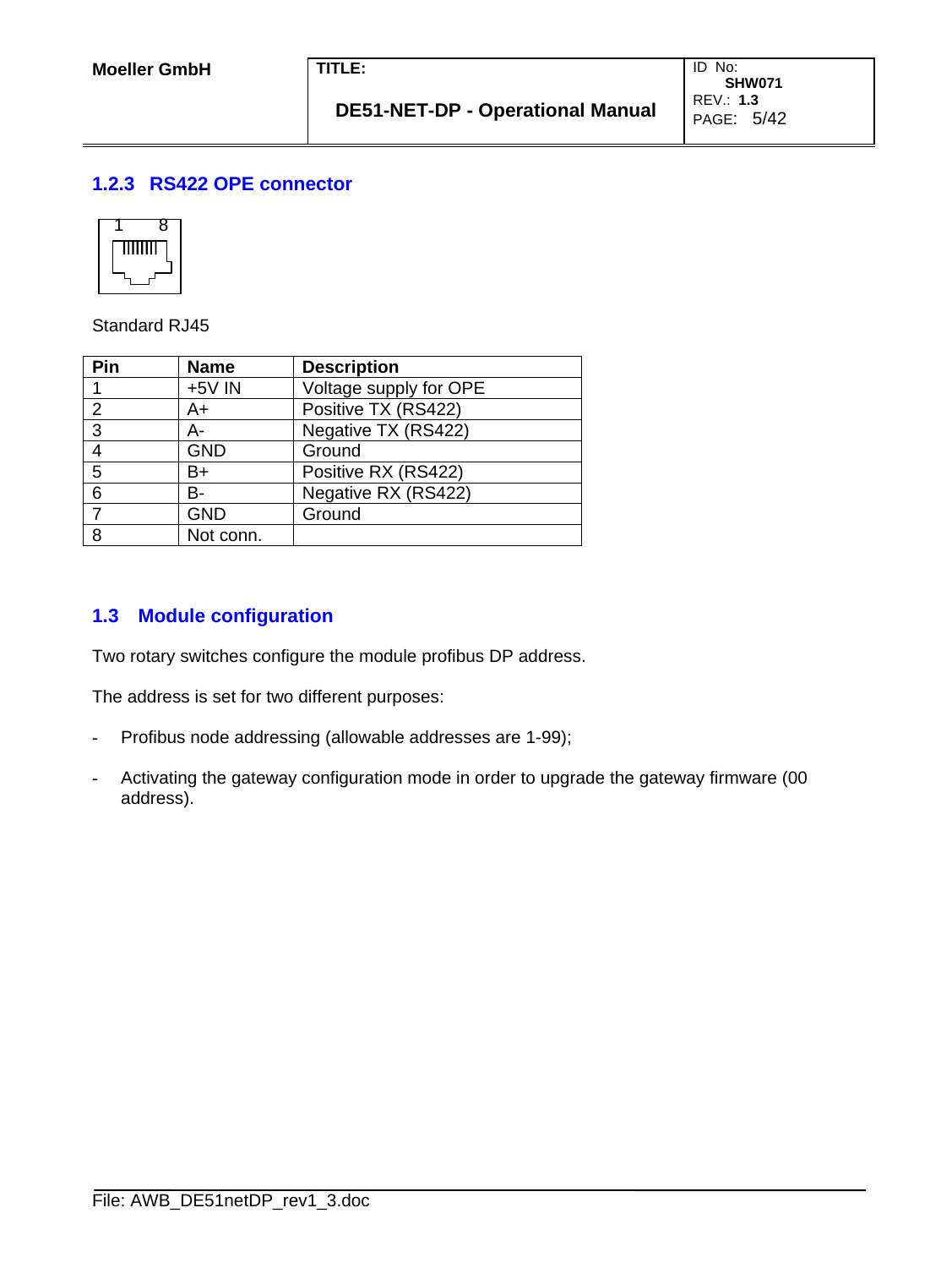### 1.2.3 RS422 OPE connector

Standard RJ45

| Pin | Name | Description |
|---|---|---|
| 1 | +5V IN | Voltage supply for OPE |
| 2 | A+ | Positive TX (RS422) |
| 3 | A- | Negative TX (RS422) |
| 4 | GND | Ground |
| 5 | B+ | Positive RX (RS422) |
| 6 | B- | Negative RX (RS422) |
| 7 | GND | Ground |
| 8 | Not conn. | |

## 1.3 Module configuration

Two rotary switches configure the module profibus DP address.

The address is set for two different purposes:

- Profibus node addressing (allowable addresses are 1-99);
- Activating the gateway configuration mode in order to upgrade the gateway firmware (00 address).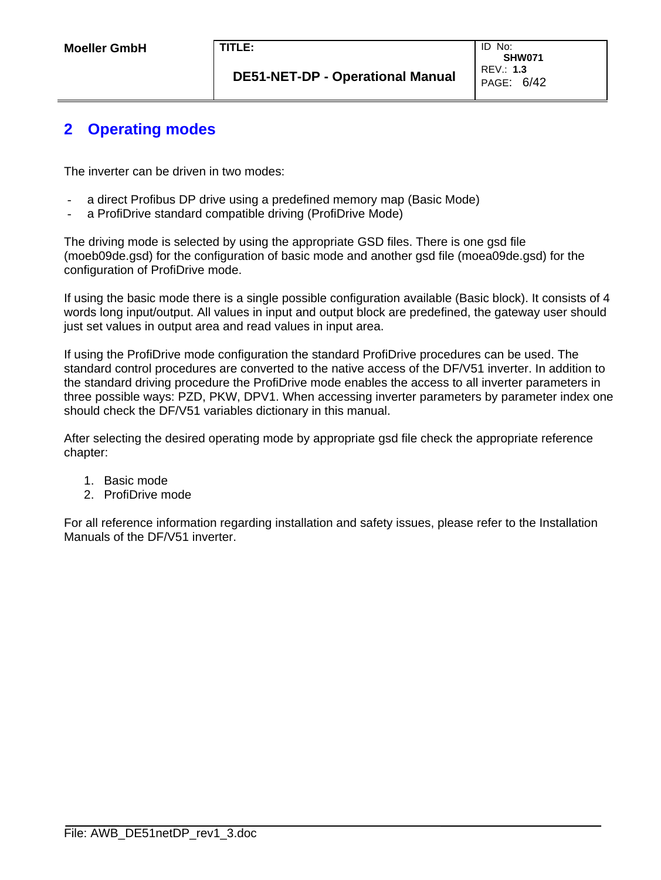## 2 Operating modes

The inverter can be driven in two modes:

- a direct Profibus DP drive using a predefined memory map (Basic Mode)
- a ProfiDrive standard compatible driving (ProfiDrive Mode)

The driving mode is selected by using the appropriate GSD files. There is one gsd file (moeb09de.gsd) for the configuration of basic mode and another gsd file (moea09de.gsd) for the configuration of ProfiDrive mode.

If using the basic mode there is a single possible configuration available (Basic block). It consists of 4 words long input/output. All values in input and output block are predefined, the gateway user should just set values in output area and read values in input area.

If using the ProfiDrive mode configuration the standard ProfiDrive procedures can be used. The standard control procedures are converted to the native access of the DF/V51 inverter. In addition to the standard driving procedure the ProfiDrive mode enables the access to all inverter parameters in three possible ways: PZD, PKW, DPV1. When accessing inverter parameters by parameter index one should check the DF/V51 variables dictionary in this manual.

After selecting the desired operating mode by appropriate gsd file check the appropriate reference chapter:

1. Basic mode
2. ProfiDrive mode

For all reference information regarding installation and safety issues, please refer to the Installation Manuals of the DF/V51 inverter.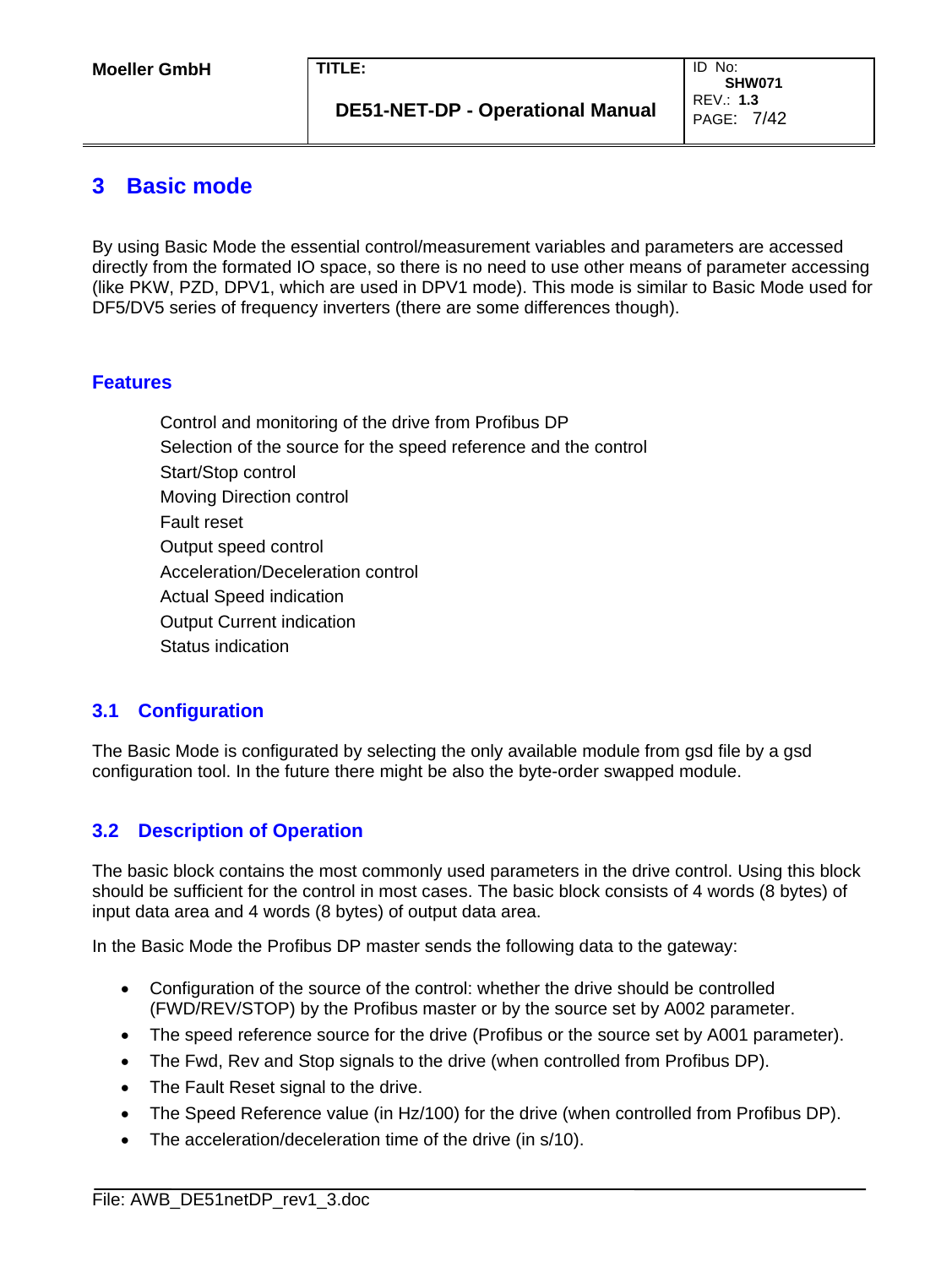# 3 Basic mode

By using Basic Mode the essential control/measurement variables and parameters are accessed directly from the formated IO space, so there is no need to use other means of parameter accessing (like PKW, PZD, DPV1, which are used in DPV1 mode). This mode is similar to Basic Mode used for DF5/DV5 series of frequency inverters (there are some differences though).

### Features

Control and monitoring of the drive from Profibus DP
Selection of the source for the speed reference and the control
Start/Stop control
Moving Direction control
Fault reset
Output speed control
Acceleration/Deceleration control
Actual Speed indication
Output Current indication
Status indication

## 3.1 Configuration

The Basic Mode is configurated by selecting the only available module from gsd file by a gsd configuration tool. In the future there might be also the byte-order swapped module.

## 3.2 Description of Operation

The basic block contains the most commonly used parameters in the drive control. Using this block should be sufficient for the control in most cases. The basic block consists of 4 words (8 bytes) of input data area and 4 words (8 bytes) of output data area.

In the Basic Mode the Profibus DP master sends the following data to the gateway:

- Configuration of the source of the control: whether the drive should be controlled (FWD/REV/STOP) by the Profibus master or by the source set by A002 parameter.
- The speed reference source for the drive (Profibus or the source set by A001 parameter).
- The Fwd, Rev and Stop signals to the drive (when controlled from Profibus DP).
- The Fault Reset signal to the drive.
- The Speed Reference value (in Hz/100) for the drive (when controlled from Profibus DP).
- The acceleration/deceleration time of the drive (in s/10).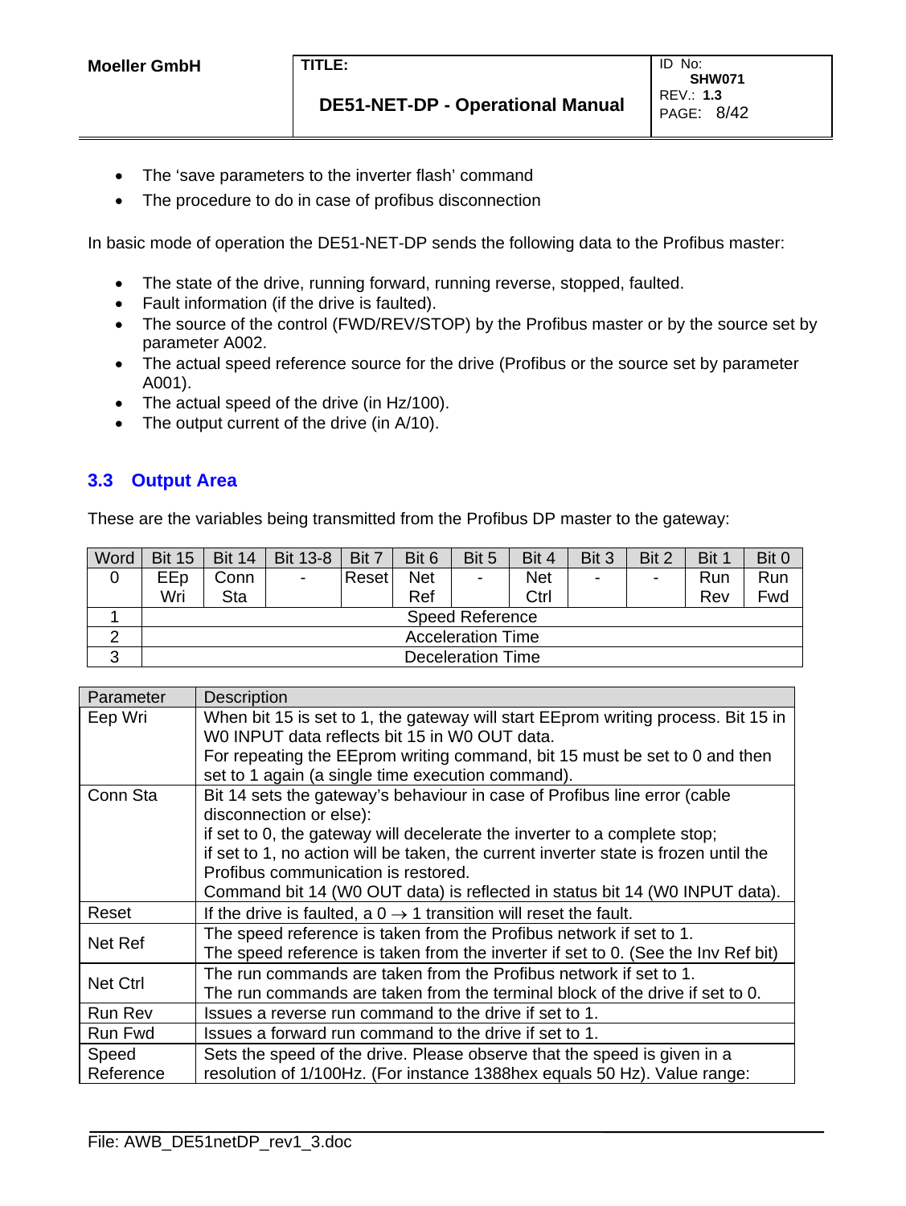- The 'save parameters to the inverter flash' command
- The procedure to do in case of profibus disconnection

In basic mode of operation the DE51-NET-DP sends the following data to the Profibus master:

- The state of the drive, running forward, running reverse, stopped, faulted.
- Fault information (if the drive is faulted).
- The source of the control (FWD/REV/STOP) by the Profibus master or by the source set by parameter A002.
- The actual speed reference source for the drive (Profibus or the source set by parameter A001).
- The actual speed of the drive (in Hz/100).
- The output current of the drive (in A/10).

## 3.3 Output Area

These are the variables being transmitted from the Profibus DP master to the gateway:

| Word | Bit 15 | Bit 14 | Bit 13-8 | Bit 7 | Bit 6 | Bit 5 | Bit 4 | Bit 3 | Bit 2 | Bit 1 | Bit 0 |
|---|---|---|---|---|---|---|---|---|---|---|---|
| 0 | EEp Wri | Conn Sta | - | Reset | Net Ref | - | Net Ctrl | - | - | Run Rev | Run Fwd |
| 1 | Speed Reference | | | | | | | | | | |
| 2 | Acceleration Time | | | | | | | | | | |
| 3 | Deceleration Time | | | | | | | | | | |

| Parameter | Description |
|---|---|
| Eep Wri | When bit 15 is set to 1, the gateway will start EEprom writing process. Bit 15 in W0 INPUT data reflects bit 15 in W0 OUT data.<br>For repeating the EEprom writing command, bit 15 must be set to 0 and then set to 1 again (a single time execution command). |
| Conn Sta | Bit 14 sets the gateway's behaviour in case of Profibus line error (cable disconnection or else):<br>if set to 0, the gateway will decelerate the inverter to a complete stop;<br>if set to 1, no action will be taken, the current inverter state is frozen until the Profibus communication is restored.<br>Command bit 14 (W0 OUT data) is reflected in status bit 14 (W0 INPUT data). |
| Reset | If the drive is faulted, a 0 → 1 transition will reset the fault. |
| Net Ref | The speed reference is taken from the Profibus network if set to 1.<br>The speed reference is taken from the inverter if set to 0. (See the Inv Ref bit) |
| Net Ctrl | The run commands are taken from the Profibus network if set to 1.<br>The run commands are taken from the terminal block of the drive if set to 0. |
| Run Rev | Issues a reverse run command to the drive if set to 1. |
| Run Fwd | Issues a forward run command to the drive if set to 1. |
| Speed Reference | Sets the speed of the drive. Please observe that the speed is given in a resolution of 1/100Hz. (For instance 1388hex equals 50 Hz). Value range: |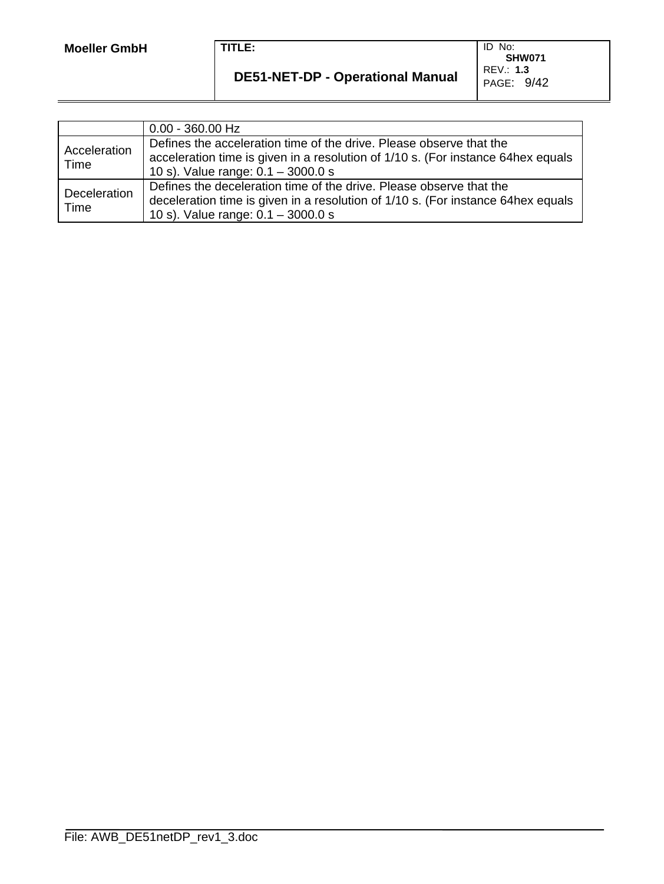| | |
|---|---|
| | 0.00 - 360.00 Hz |
| Acceleration Time | Defines the acceleration time of the drive. Please observe that the acceleration time is given in a resolution of 1/10 s. (For instance 64hex equals 10 s). Value range: 0.1 – 3000.0 s |
| Deceleration Time | Defines the deceleration time of the drive. Please observe that the deceleration time is given in a resolution of 1/10 s. (For instance 64hex equals 10 s). Value range: 0.1 – 3000.0 s |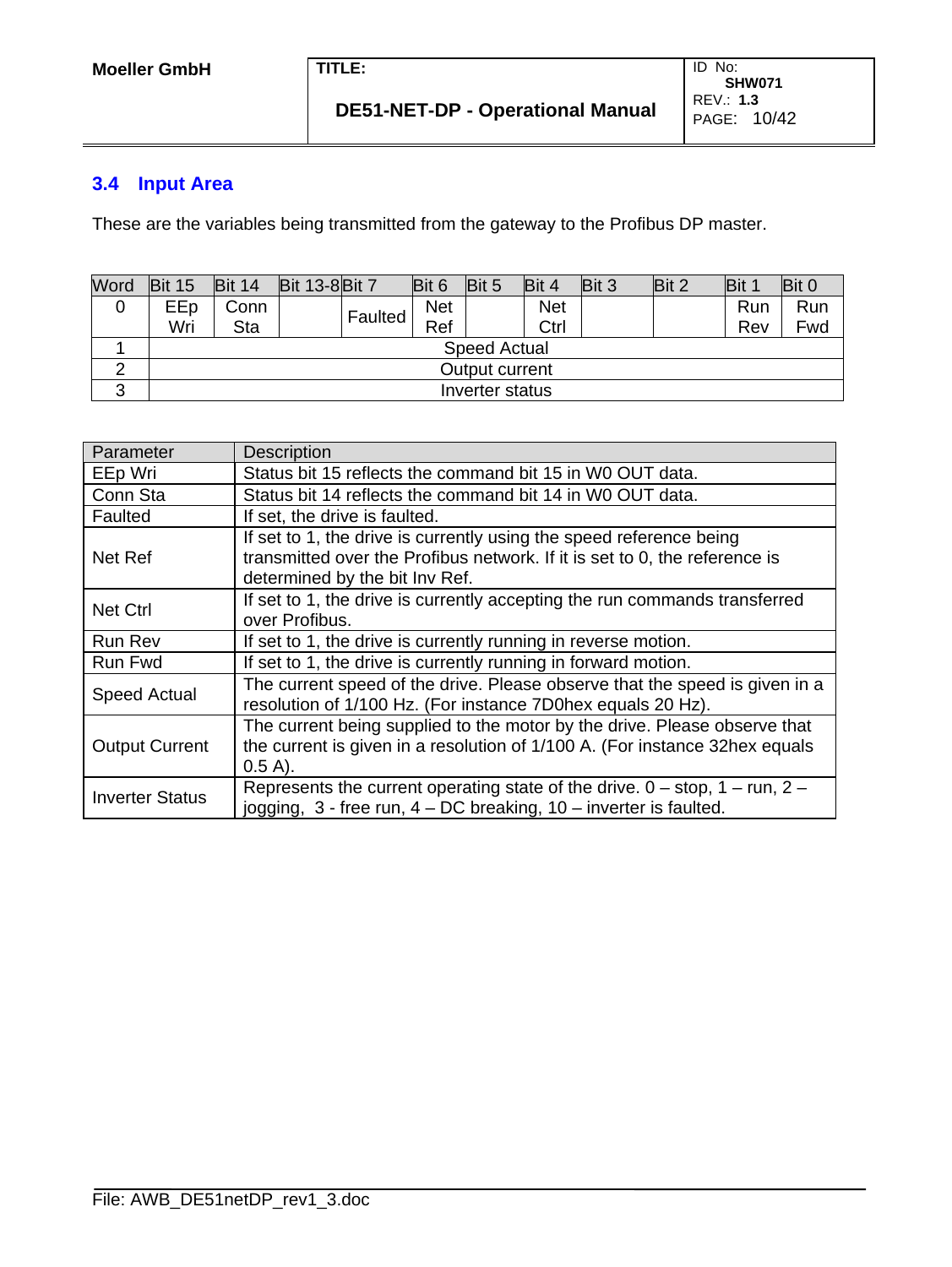## 3.4 Input Area

These are the variables being transmitted from the gateway to the Profibus DP master.

| Word | Bit 15 | Bit 14 | Bit 13-8 | Bit 7 | Bit 6 | Bit 5 | Bit 4 | Bit 3 | Bit 2 | Bit 1 | Bit 0 |
|---|---|---|---|---|---|---|---|---|---|---|---|
| 0 | EEp Wri | Conn Sta | | Faulted | Net Ref | | Net Ctrl | | | Run Rev | Run Fwd |
| 1 | Speed Actual | | | | | | | | | | |
| 2 | Output current | | | | | | | | | | |
| 3 | Inverter status | | | | | | | | | | |

| Parameter | Description |
|---|---|
| EEp Wri | Status bit 15 reflects the command bit 15 in W0 OUT data. |
| Conn Sta | Status bit 14 reflects the command bit 14 in W0 OUT data. |
| Faulted | If set, the drive is faulted. |
| Net Ref | If set to 1, the drive is currently using the speed reference being transmitted over the Profibus network. If it is set to 0, the reference is determined by the bit Inv Ref. |
| Net Ctrl | If set to 1, the drive is currently accepting the run commands transferred over Profibus. |
| Run Rev | If set to 1, the drive is currently running in reverse motion. |
| Run Fwd | If set to 1, the drive is currently running in forward motion. |
| Speed Actual | The current speed of the drive. Please observe that the speed is given in a resolution of 1/100 Hz. (For instance 7D0hex equals 20 Hz). |
| Output Current | The current being supplied to the motor by the drive. Please observe that the current is given in a resolution of 1/100 A. (For instance 32hex equals 0.5 A). |
| Inverter Status | Represents the current operating state of the drive. 0 – stop, 1 – run, 2 – jogging, 3 - free run, 4 – DC breaking, 10 – inverter is faulted. |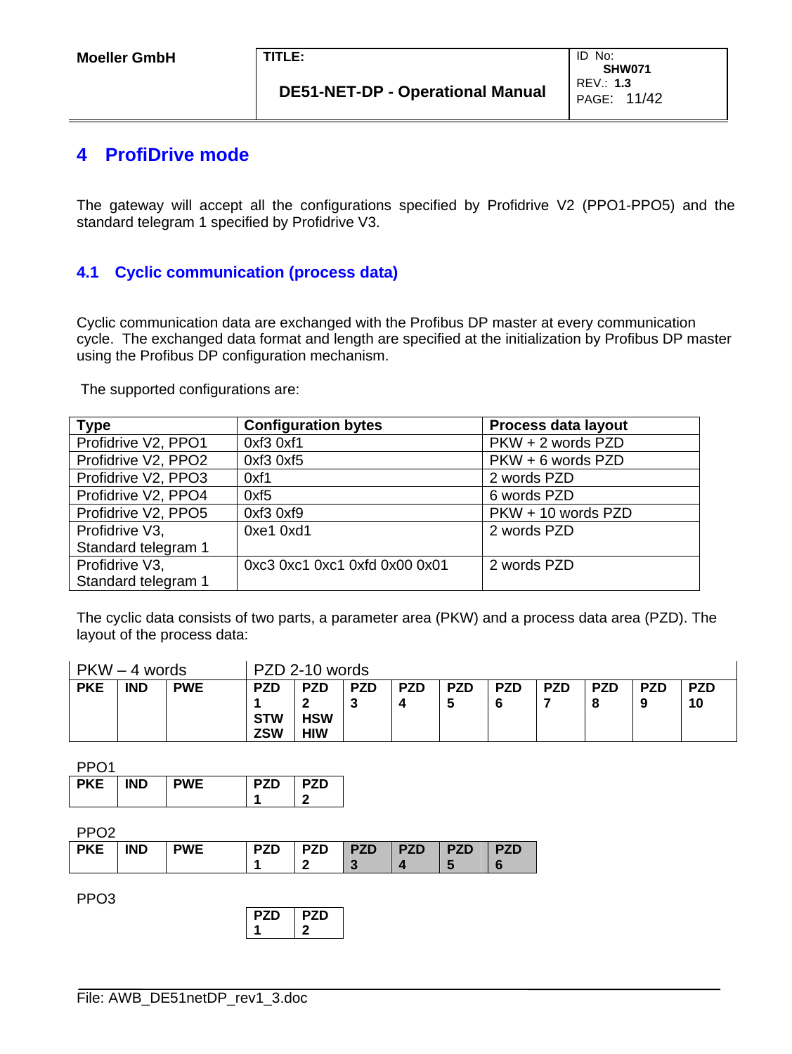# 4 ProfiDrive mode

The gateway will accept all the configurations specified by Profidrive V2 (PPO1-PPO5) and the standard telegram 1 specified by Profidrive V3.

## 4.1 Cyclic communication (process data)

Cyclic communication data are exchanged with the Profibus DP master at every communication cycle. The exchanged data format and length are specified at the initialization by Profibus DP master using the Profibus DP configuration mechanism.

The supported configurations are:

| Type | Configuration bytes | Process data layout |
|---|---|---|
| Profidrive V2, PPO1 | 0xf3 0xf1 | PKW + 2 words PZD |
| Profidrive V2, PPO2 | 0xf3 0xf5 | PKW + 6 words PZD |
| Profidrive V2, PPO3 | 0xf1 | 2 words PZD |
| Profidrive V2, PPO4 | 0xf5 | 6 words PZD |
| Profidrive V2, PPO5 | 0xf3 0xf9 | PKW + 10 words PZD |
| Profidrive V3, Standard telegram 1 | 0xe1 0xd1 | 2 words PZD |
| Profidrive V3, Standard telegram 1 | 0xc3 0xc1 0xc1 0xfd 0x00 0x01 | 2 words PZD |

The cyclic data consists of two parts, a parameter area (PKW) and a process data area (PZD). The layout of the process data:

| PKW – 4 words | | | PZD 2-10 words | | | | | | | | | |
|---|---|---|---|---|---|---|---|---|---|---|---|---|
| **PKE** | **IND** | **PWE** | **PZD 1 STW ZSW** | **PZD 2 HSW HIW** | **PZD 3** | **PZD 4** | **PZD 5** | **PZD 6** | **PZD 7** | **PZD 8** | **PZD 9** | **PZD 10** |

PPO1

| **PKE** | **IND** | **PWE** | **PZD 1** | **PZD 2** |
|---|---|---|---|---|

PPO2

| **PKE** | **IND** | **PWE** | **PZD 1** | **PZD 2** | **PZD 3** | **PZD 4** | **PZD 5** | **PZD 6** |
|---|---|---|---|---|---|---|---|---|

PPO3

| **PZD 1** | **PZD 2** |
|---|---|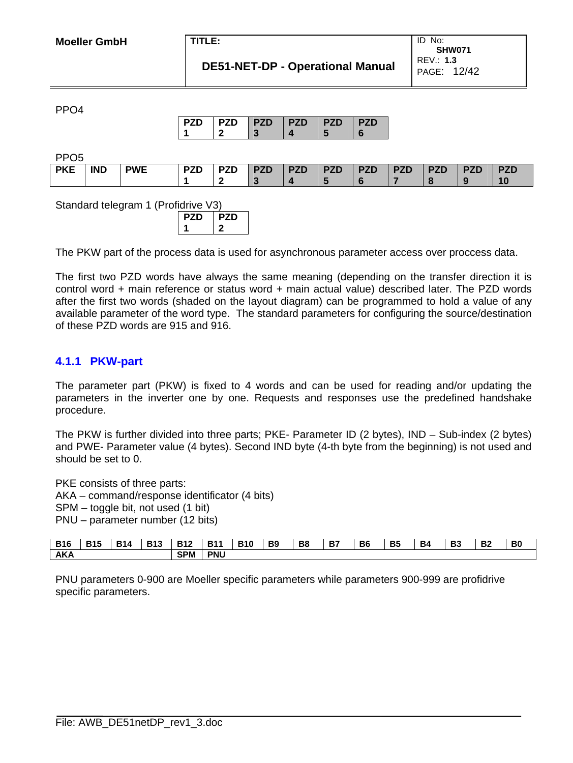PPO4

| PZD 1 | PZD 2 | PZD 3 | PZD 4 | PZD 5 | PZD 6 |
|---|---|---|---|---|---|

PPO5

| PKE | IND | PWE | PZD 1 | PZD 2 | PZD 3 | PZD 4 | PZD 5 | PZD 6 | PZD 7 | PZD 8 | PZD 9 | PZD 10 |
|---|---|---|---|---|---|---|---|---|---|---|---|---|

Standard telegram 1 (Profidrive V3)

| PZD 1 | PZD 2 |
|---|---|

The PKW part of the process data is used for asynchronous parameter access over proccess data.

The first two PZD words have always the same meaning (depending on the transfer direction it is control word + main reference or status word + main actual value) described later. The PZD words after the first two words (shaded on the layout diagram) can be programmed to hold a value of any available parameter of the word type. The standard parameters for configuring the source/destination of these PZD words are 915 and 916.

### 4.1.1 PKW-part

The parameter part (PKW) is fixed to 4 words and can be used for reading and/or updating the parameters in the inverter one by one. Requests and responses use the predefined handshake procedure.

The PKW is further divided into three parts; PKE- Parameter ID (2 bytes), IND – Sub-index (2 bytes) and PWE- Parameter value (4 bytes). Second IND byte (4-th byte from the beginning) is not used and should be set to 0.

PKE consists of three parts:
AKA – command/response identificator (4 bits)
SPM – toggle bit, not used (1 bit)
PNU – parameter number (12 bits)

| B16 | B15 | B14 | B13 | B12 | B11 | B10 | B9 | B8 | B7 | B6 | B5 | B4 | B3 | B2 | B0 |
|---|---|---|---|---|---|---|---|---|---|---|---|---|---|---|---|
| AKA | | | | SPM | PNU | | | | | | | | | | |

PNU parameters 0-900 are Moeller specific parameters while parameters 900-999 are profidrive specific parameters.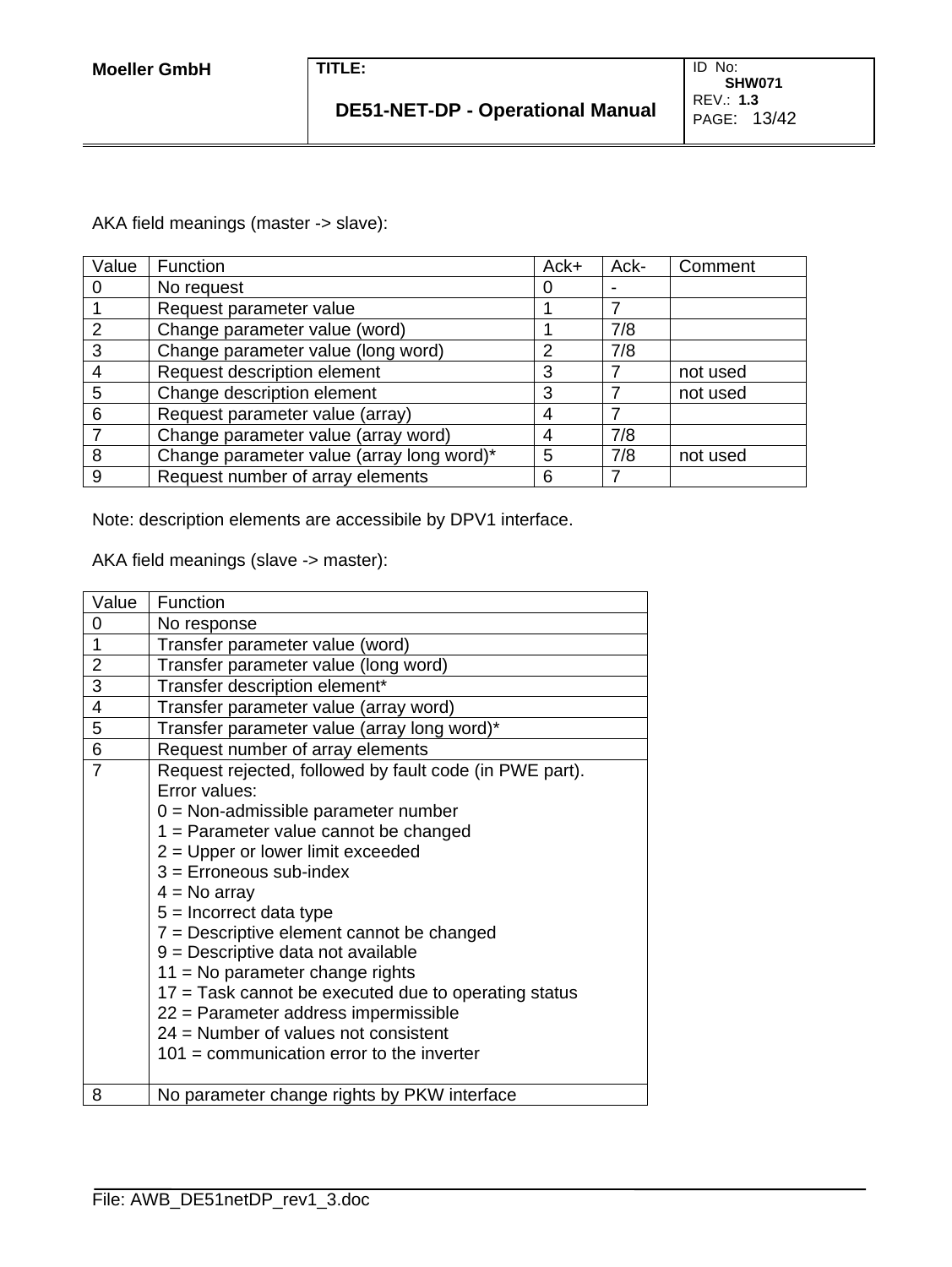AKA field meanings (master -> slave):

| Value | Function | Ack+ | Ack- | Comment |
|---|---|---|---|---|
| 0 | No request | 0 | - | |
| 1 | Request parameter value | 1 | 7 | |
| 2 | Change parameter value (word) | 1 | 7/8 | |
| 3 | Change parameter value (long word) | 2 | 7/8 | |
| 4 | Request description element | 3 | 7 | not used |
| 5 | Change description element | 3 | 7 | not used |
| 6 | Request parameter value (array) | 4 | 7 | |
| 7 | Change parameter value (array word) | 4 | 7/8 | |
| 8 | Change parameter value (array long word)* | 5 | 7/8 | not used |
| 9 | Request number of array elements | 6 | 7 | |

Note: description elements are accessibile by DPV1 interface.

AKA field meanings (slave -> master):

| Value | Function |
|---|---|
| 0 | No response |
| 1 | Transfer parameter value (word) |
| 2 | Transfer parameter value (long word) |
| 3 | Transfer description element* |
| 4 | Transfer parameter value (array word) |
| 5 | Transfer parameter value (array long word)* |
| 6 | Request number of array elements |
| 7 | Request rejected, followed by fault code (in PWE part).<br>Error values:<br>0 = Non-admissible parameter number<br>1 = Parameter value cannot be changed<br>2 = Upper or lower limit exceeded<br>3 = Erroneous sub-index<br>4 = No array<br>5 = Incorrect data type<br>7 = Descriptive element cannot be changed<br>9 = Descriptive data not available<br>11 = No parameter change rights<br>17 = Task cannot be executed due to operating status<br>22 = Parameter address impermissible<br>24 = Number of values not consistent<br>101 = communication error to the inverter |
| 8 | No parameter change rights by PKW interface |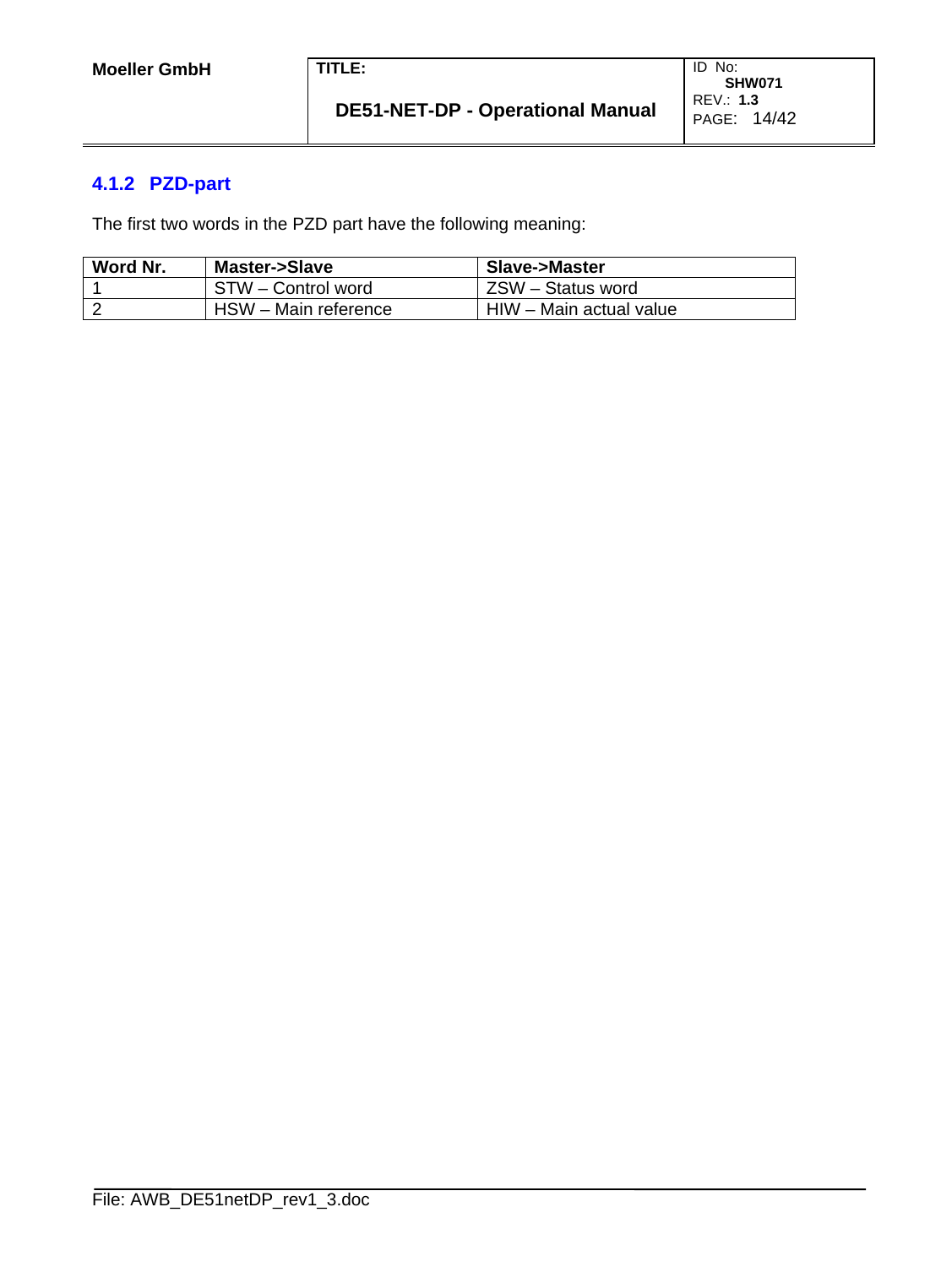### 4.1.2 PZD-part

The first two words in the PZD part have the following meaning:

| Word Nr. | Master->Slave | Slave->Master |
|---|---|---|
| 1 | STW – Control word | ZSW – Status word |
| 2 | HSW – Main reference | HIW – Main actual value |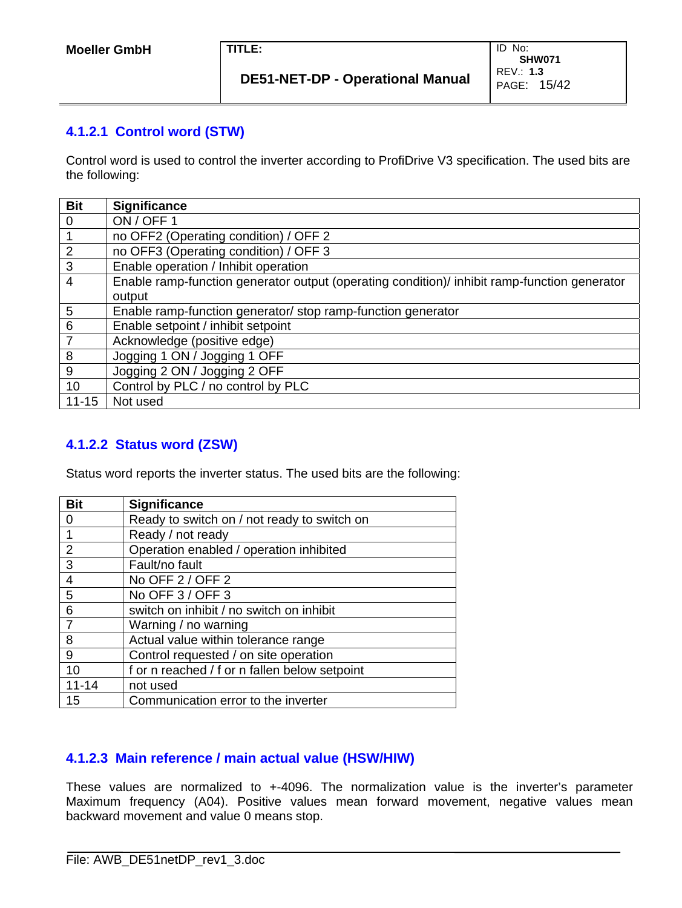#### 4.1.2.1 Control word (STW)

Control word is used to control the inverter according to ProfiDrive V3 specification. The used bits are the following:

| Bit | Significance |
|---|---|
| 0 | ON / OFF 1 |
| 1 | no OFF2 (Operating condition) / OFF 2 |
| 2 | no OFF3 (Operating condition) / OFF 3 |
| 3 | Enable operation / Inhibit operation |
| 4 | Enable ramp-function generator output (operating condition)/ inhibit ramp-function generator output |
| 5 | Enable ramp-function generator/ stop ramp-function generator |
| 6 | Enable setpoint / inhibit setpoint |
| 7 | Acknowledge (positive edge) |
| 8 | Jogging 1 ON / Jogging 1 OFF |
| 9 | Jogging 2 ON / Jogging 2 OFF |
| 10 | Control by PLC / no control by PLC |
| 11-15 | Not used |

#### 4.1.2.2 Status word (ZSW)

Status word reports the inverter status. The used bits are the following:

| Bit | Significance |
|---|---|
| 0 | Ready to switch on / not ready to switch on |
| 1 | Ready / not ready |
| 2 | Operation enabled / operation inhibited |
| 3 | Fault/no fault |
| 4 | No OFF 2 / OFF 2 |
| 5 | No OFF 3 / OFF 3 |
| 6 | switch on inhibit / no switch on inhibit |
| 7 | Warning / no warning |
| 8 | Actual value within tolerance range |
| 9 | Control requested / on site operation |
| 10 | f or n reached / f or n fallen below setpoint |
| 11-14 | not used |
| 15 | Communication error to the inverter |

#### 4.1.2.3 Main reference / main actual value (HSW/HIW)

These values are normalized to +-4096. The normalization value is the inverter's parameter Maximum frequency (A04). Positive values mean forward movement, negative values mean backward movement and value 0 means stop.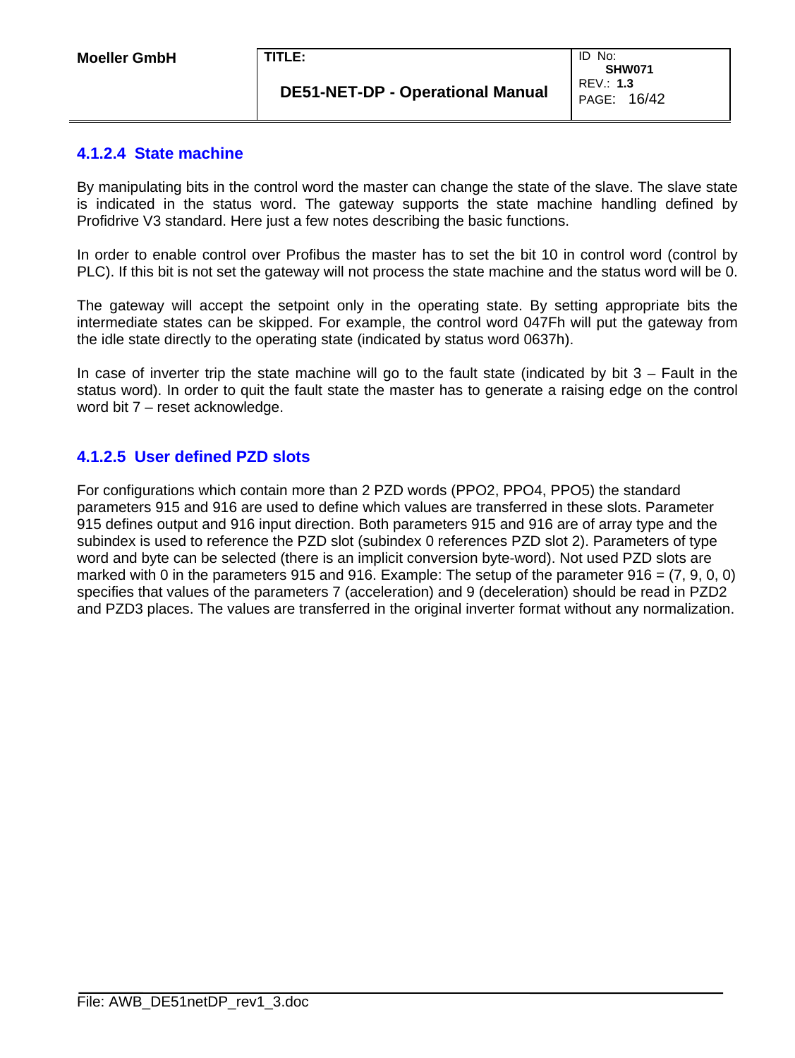#### 4.1.2.4 State machine

By manipulating bits in the control word the master can change the state of the slave. The slave state is indicated in the status word. The gateway supports the state machine handling defined by Profidrive V3 standard. Here just a few notes describing the basic functions.

In order to enable control over Profibus the master has to set the bit 10 in control word (control by PLC). If this bit is not set the gateway will not process the state machine and the status word will be 0.

The gateway will accept the setpoint only in the operating state. By setting appropriate bits the intermediate states can be skipped. For example, the control word 047Fh will put the gateway from the idle state directly to the operating state (indicated by status word 0637h).

In case of inverter trip the state machine will go to the fault state (indicated by bit 3 – Fault in the status word). In order to quit the fault state the master has to generate a raising edge on the control word bit 7 – reset acknowledge.

#### 4.1.2.5 User defined PZD slots

For configurations which contain more than 2 PZD words (PPO2, PPO4, PPO5) the standard parameters 915 and 916 are used to define which values are transferred in these slots. Parameter 915 defines output and 916 input direction. Both parameters 915 and 916 are of array type and the subindex is used to reference the PZD slot (subindex 0 references PZD slot 2). Parameters of type word and byte can be selected (there is an implicit conversion byte-word). Not used PZD slots are marked with 0 in the parameters 915 and 916. Example: The setup of the parameter 916 = (7, 9, 0, 0) specifies that values of the parameters 7 (acceleration) and 9 (deceleration) should be read in PZD2 and PZD3 places. The values are transferred in the original inverter format without any normalization.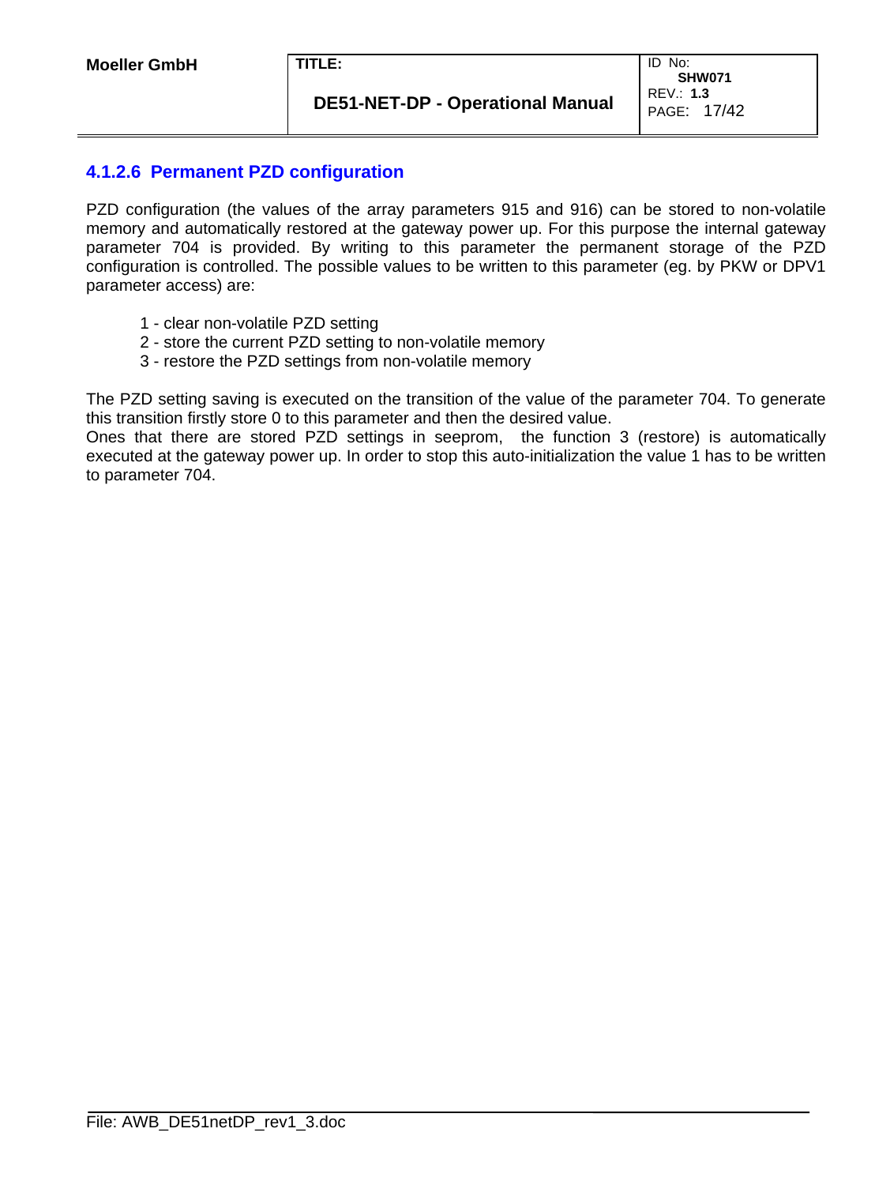#### 4.1.2.6 Permanent PZD configuration

PZD configuration (the values of the array parameters 915 and 916) can be stored to non-volatile memory and automatically restored at the gateway power up. For this purpose the internal gateway parameter 704 is provided. By writing to this parameter the permanent storage of the PZD configuration is controlled. The possible values to be written to this parameter (eg. by PKW or DPV1 parameter access) are:

1 - clear non-volatile PZD setting
2 - store the current PZD setting to non-volatile memory
3 - restore the PZD settings from non-volatile memory

The PZD setting saving is executed on the transition of the value of the parameter 704. To generate this transition firstly store 0 to this parameter and then the desired value.
Ones that there are stored PZD settings in seeprom, the function 3 (restore) is automatically executed at the gateway power up. In order to stop this auto-initialization the value 1 has to be written to parameter 704.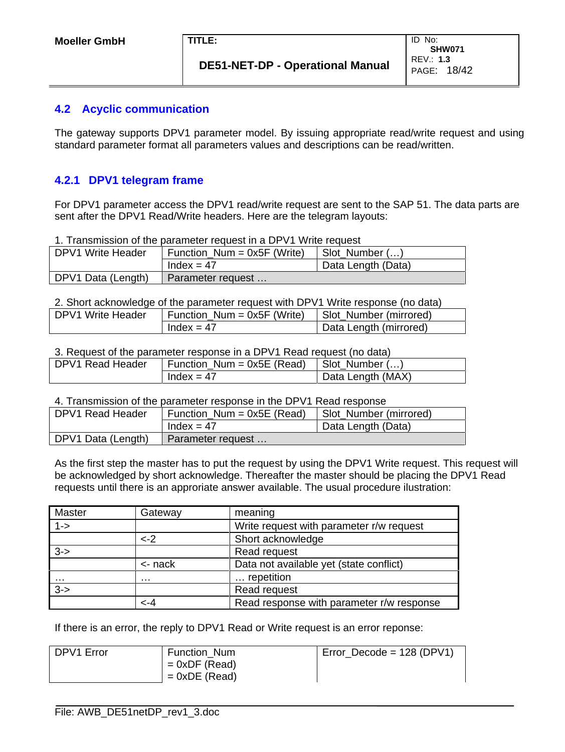## 4.2 Acyclic communication

The gateway supports DPV1 parameter model. By issuing appropriate read/write request and using standard parameter format all parameters values and descriptions can be read/written.

### 4.2.1 DPV1 telegram frame

For DPV1 parameter access the DPV1 read/write request are sent to the SAP 51. The data parts are sent after the DPV1 Read/Write headers. Here are the telegram layouts:

1. Transmission of the parameter request in a DPV1 Write request

| DPV1 Write Header | Function_Num = 0x5F (Write) | Slot_Number (…) |
|---|---|---|
| | Index = 47 | Data Length (Data) |
| DPV1 Data (Length) | Parameter request … | |

2. Short acknowledge of the parameter request with DPV1 Write response (no data)

| DPV1 Write Header | Function_Num = 0x5F (Write) | Slot_Number (mirrored) |
|---|---|---|
| | Index = 47 | Data Length (mirrored) |

3. Request of the parameter response in a DPV1 Read request (no data)

| DPV1 Read Header | Function_Num = 0x5E (Read) | Slot_Number (…) |
|---|---|---|
| | Index = 47 | Data Length (MAX) |

4. Transmission of the parameter response in the DPV1 Read response

| DPV1 Read Header | Function_Num = 0x5E (Read) | Slot_Number (mirrored) |
|---|---|---|
| | Index = 47 | Data Length (Data) |
| DPV1 Data (Length) | Parameter request … | |

As the first step the master has to put the request by using the DPV1 Write request. This request will be acknowledged by short acknowledge. Thereafter the master should be placing the DPV1 Read requests until there is an approriate answer available. The usual procedure ilustration:

| Master | Gateway | meaning |
|---|---|---|
| 1-> | | Write request with parameter r/w request |
| | <-2 | Short acknowledge |
| 3-> | | Read request |
| | <- nack | Data not available yet (state conflict) |
| … | … | … repetition |
| 3-> | | Read request |
| | <-4 | Read response with parameter r/w response |

If there is an error, the reply to DPV1 Read or Write request is an error reponse:

| DPV1 Error | Function_Num<br>= 0xDF (Read)<br>= 0xDE (Read) | Error_Decode = 128 (DPV1) |
|---|---|---|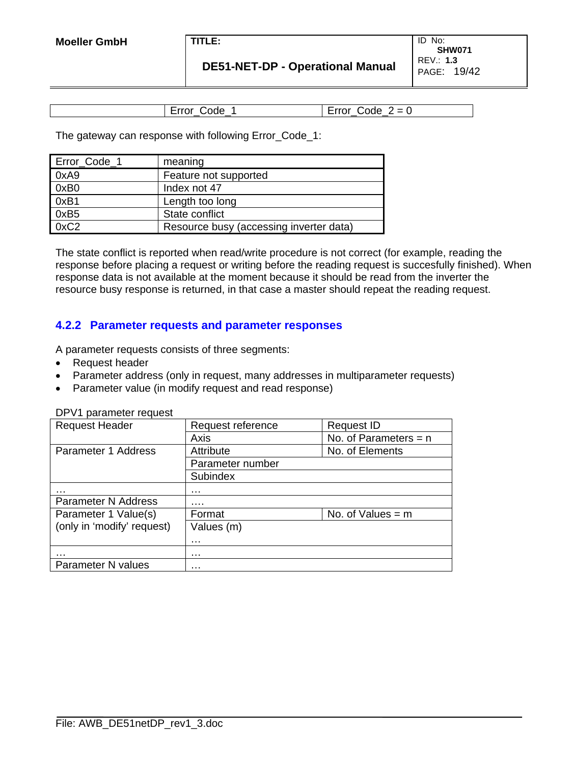| | Error_Code_1 | Error_Code_2 = 0 |
|---|---|---|

The gateway can response with following Error_Code_1:

| Error_Code_1 | meaning |
|---|---|
| 0xA9 | Feature not supported |
| 0xB0 | Index not 47 |
| 0xB1 | Length too long |
| 0xB5 | State conflict |
| 0xC2 | Resource busy (accessing inverter data) |

The state conflict is reported when read/write procedure is not correct (for example, reading the response before placing a request or writing before the reading request is succesfully finished). When response data is not available at the moment because it should be read from the inverter the resource busy response is returned, in that case a master should repeat the reading request.

### 4.2.2 Parameter requests and parameter responses

A parameter requests consists of three segments:

- Request header
- Parameter address (only in request, many addresses in multiparameter requests)
- Parameter value (in modify request and read response)

DPV1 parameter request

| Request Header | Request reference | Request ID |
|---|---|---|
| | Axis | No. of Parameters = n |
| Parameter 1 Address | Attribute | No. of Elements |
| | Parameter number | |
| | Subindex | |
| … | … | |
| Parameter N Address | …. | |
| Parameter 1 Value(s) (only in ‘modify’ request) | Format | No. of Values = m |
| | Values (m) … | |
| … | … | |
| Parameter N values | … | |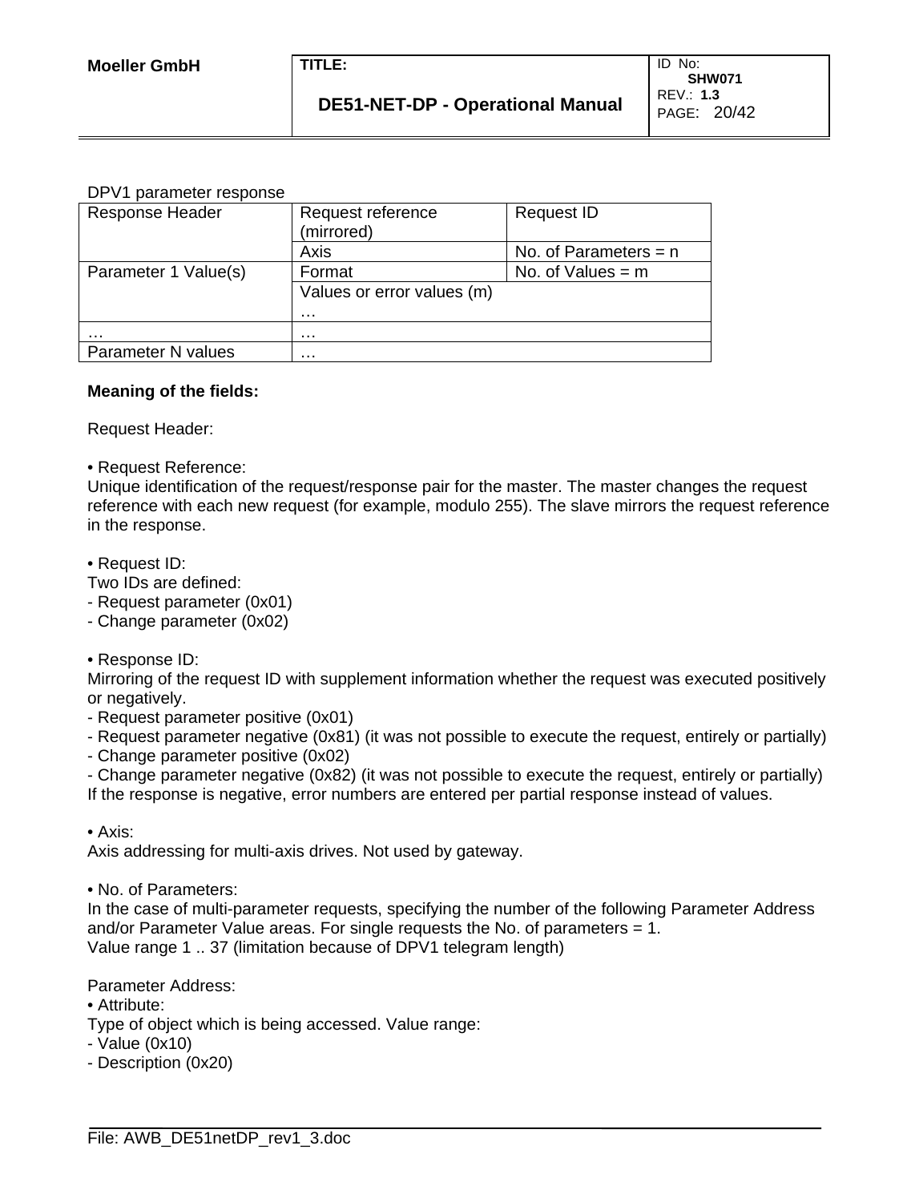DPV1 parameter response

| Response Header | Request reference (mirrored) | Request ID |
|---|---|---|
| | Axis | No. of Parameters = n |
| Parameter 1 Value(s) | Format | No. of Values = m |
| | Values or error values (m) … | |
| … | … | |
| Parameter N values | … | |

**Meaning of the fields:**

Request Header:

• Request Reference:
Unique identification of the request/response pair for the master. The master changes the request reference with each new request (for example, modulo 255). The slave mirrors the request reference in the response.

• Request ID:
Two IDs are defined:
- Request parameter (0x01)
- Change parameter (0x02)

• Response ID:
Mirroring of the request ID with supplement information whether the request was executed positively or negatively.
- Request parameter positive (0x01)
- Request parameter negative (0x81) (it was not possible to execute the request, entirely or partially)
- Change parameter positive (0x02)
- Change parameter negative (0x82) (it was not possible to execute the request, entirely or partially)
If the response is negative, error numbers are entered per partial response instead of values.

• Axis:
Axis addressing for multi-axis drives. Not used by gateway.

• No. of Parameters:
In the case of multi-parameter requests, specifying the number of the following Parameter Address and/or Parameter Value areas. For single requests the No. of parameters = 1.
Value range 1 .. 37 (limitation because of DPV1 telegram length)

Parameter Address:
• Attribute:
Type of object which is being accessed. Value range:
- Value (0x10)
- Description (0x20)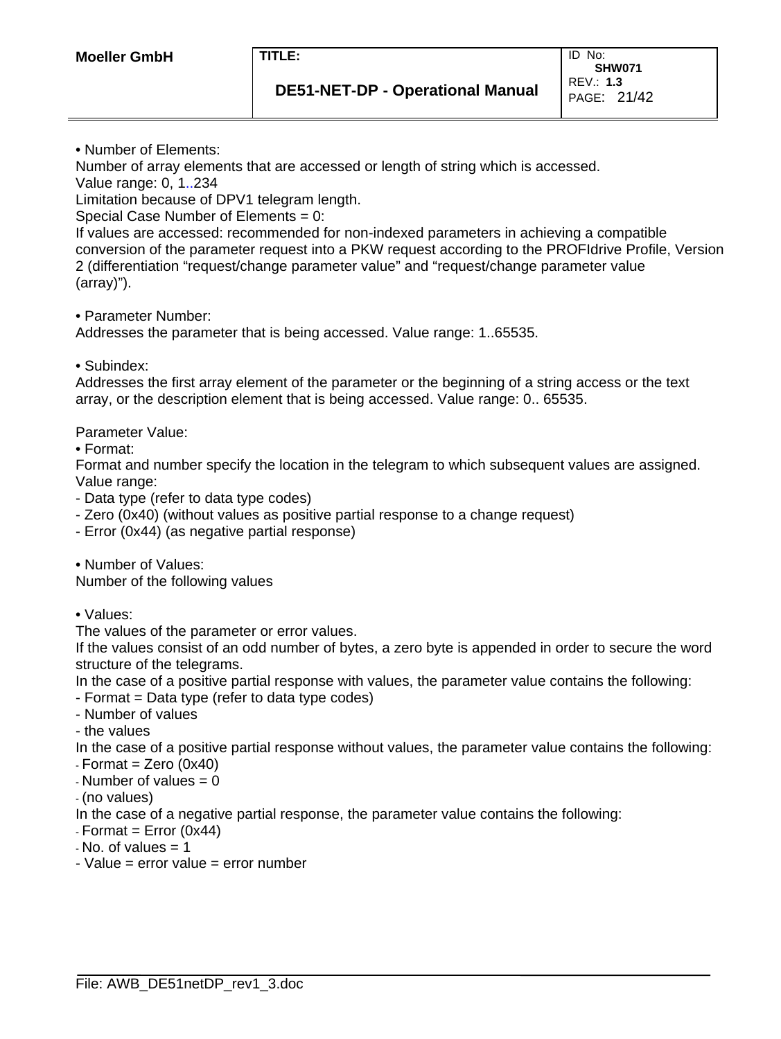• Number of Elements:
Number of array elements that are accessed or length of string which is accessed.
Value range: 0, 1..234
Limitation because of DPV1 telegram length.
Special Case Number of Elements = 0:
If values are accessed: recommended for non-indexed parameters in achieving a compatible conversion of the parameter request into a PKW request according to the PROFIdrive Profile, Version 2 (differentiation "request/change parameter value" and "request/change parameter value (array)").

• Parameter Number:
Addresses the parameter that is being accessed. Value range: 1..65535.

• Subindex:
Addresses the first array element of the parameter or the beginning of a string access or the text array, or the description element that is being accessed. Value range: 0.. 65535.

Parameter Value:
• Format:
Format and number specify the location in the telegram to which subsequent values are assigned.
Value range:
- Data type (refer to data type codes)
- Zero (0x40) (without values as positive partial response to a change request)
- Error (0x44) (as negative partial response)

• Number of Values:
Number of the following values

• Values:
The values of the parameter or error values.
If the values consist of an odd number of bytes, a zero byte is appended in order to secure the word structure of the telegrams.
In the case of a positive partial response with values, the parameter value contains the following:
- Format = Data type (refer to data type codes)
- Number of values
- the values
In the case of a positive partial response without values, the parameter value contains the following:
- Format = Zero (0x40)
- Number of values = 0
- (no values)
In the case of a negative partial response, the parameter value contains the following:
- Format = Error (0x44)
- No. of values = 1
- Value = error value = error number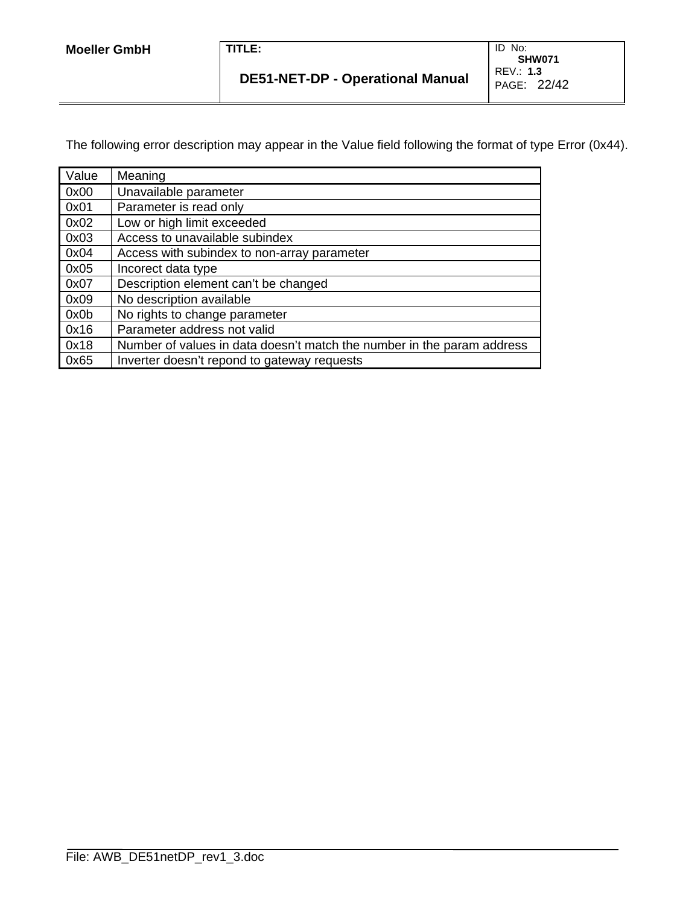The following error description may appear in the Value field following the format of type Error (0x44).

| Value | Meaning |
| --- | --- |
| 0x00 | Unavailable parameter |
| 0x01 | Parameter is read only |
| 0x02 | Low or high limit exceeded |
| 0x03 | Access to unavailable subindex |
| 0x04 | Access with subindex to non-array parameter |
| 0x05 | Incorect data type |
| 0x07 | Description element can't be changed |
| 0x09 | No description available |
| 0x0b | No rights to change parameter |
| 0x16 | Parameter address not valid |
| 0x18 | Number of values in data doesn't match the number in the param address |
| 0x65 | Inverter doesn't repond to gateway requests |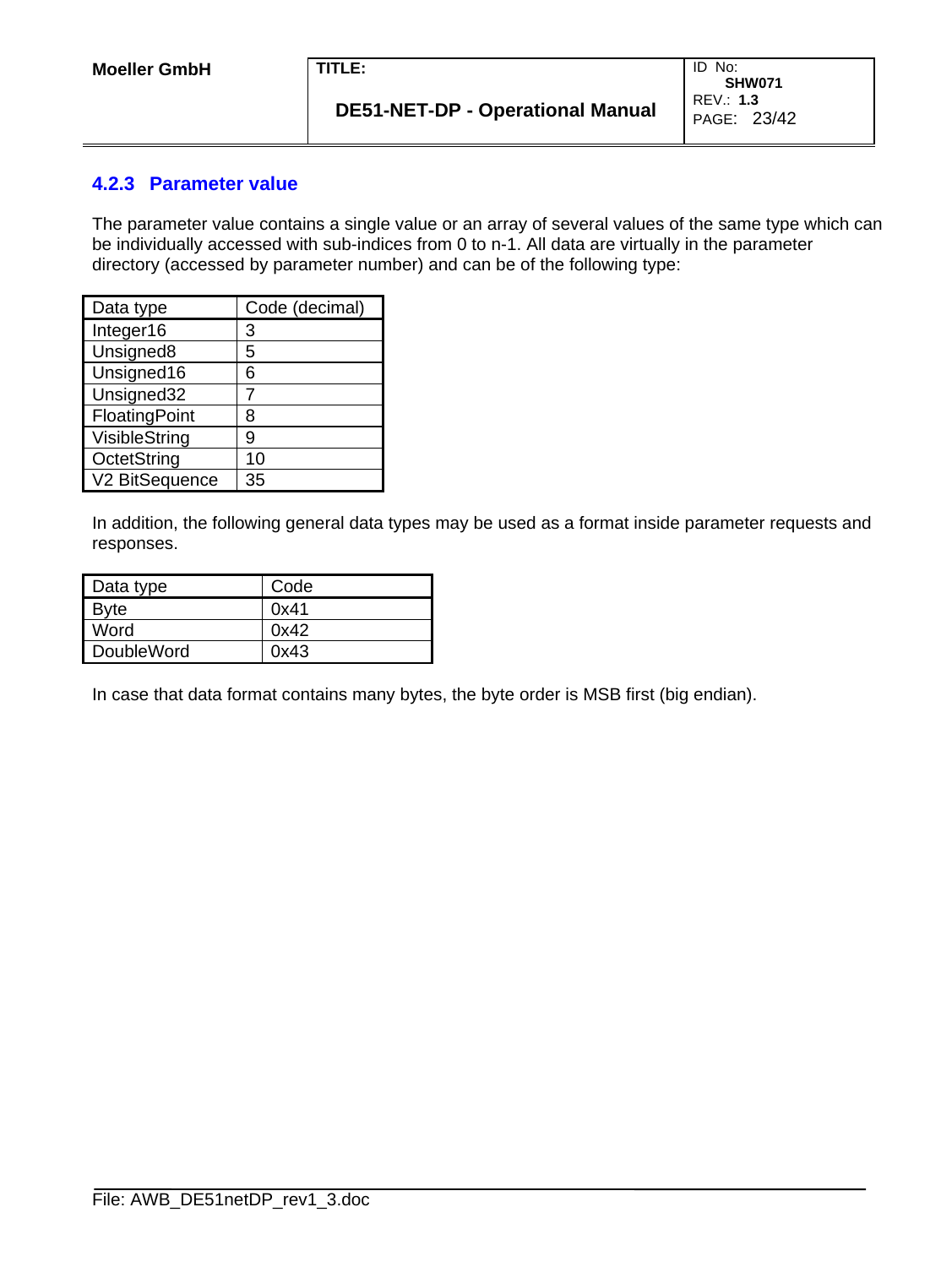### 4.2.3 Parameter value

The parameter value contains a single value or an array of several values of the same type which can be individually accessed with sub-indices from 0 to n-1. All data are virtually in the parameter directory (accessed by parameter number) and can be of the following type:

| Data type | Code (decimal) |
|---|---|
| Integer16 | 3 |
| Unsigned8 | 5 |
| Unsigned16 | 6 |
| Unsigned32 | 7 |
| FloatingPoint | 8 |
| VisibleString | 9 |
| OctetString | 10 |
| V2 BitSequence | 35 |

In addition, the following general data types may be used as a format inside parameter requests and responses.

| Data type | Code |
|---|---|
| Byte | 0x41 |
| Word | 0x42 |
| DoubleWord | 0x43 |

In case that data format contains many bytes, the byte order is MSB first (big endian).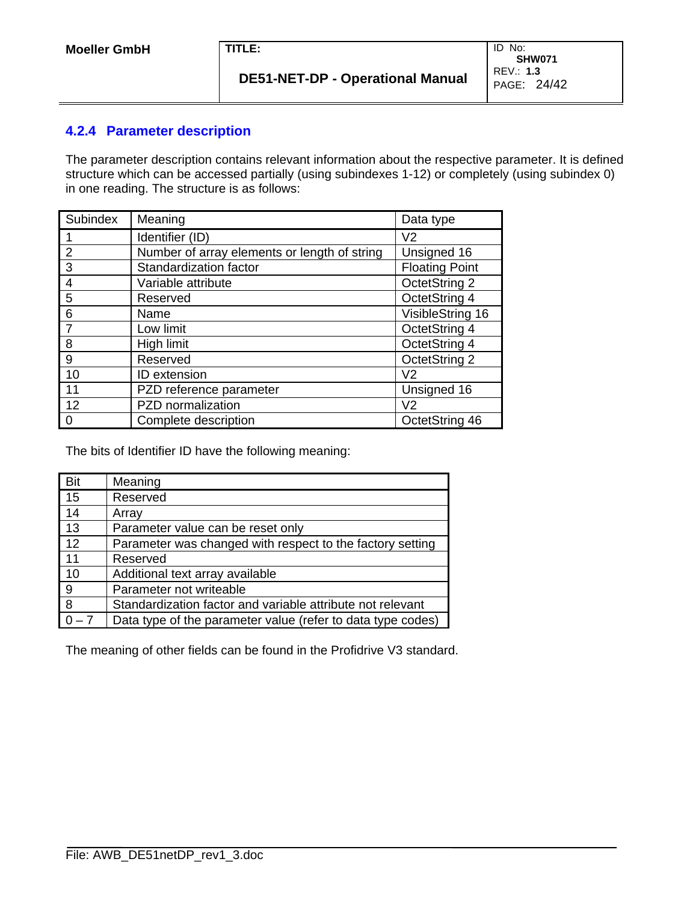### 4.2.4 Parameter description

The parameter description contains relevant information about the respective parameter. It is defined structure which can be accessed partially (using subindexes 1-12) or completely (using subindex 0) in one reading. The structure is as follows:

| Subindex | Meaning | Data type |
|---|---|---|
| 1 | Identifier (ID) | V2 |
| 2 | Number of array elements or length of string | Unsigned 16 |
| 3 | Standardization factor | Floating Point |
| 4 | Variable attribute | OctetString 2 |
| 5 | Reserved | OctetString 4 |
| 6 | Name | VisibleString 16 |
| 7 | Low limit | OctetString 4 |
| 8 | High limit | OctetString 4 |
| 9 | Reserved | OctetString 2 |
| 10 | ID extension | V2 |
| 11 | PZD reference parameter | Unsigned 16 |
| 12 | PZD normalization | V2 |
| 0 | Complete description | OctetString 46 |

The bits of Identifier ID have the following meaning:

| Bit | Meaning |
|---|---|
| 15 | Reserved |
| 14 | Array |
| 13 | Parameter value can be reset only |
| 12 | Parameter was changed with respect to the factory setting |
| 11 | Reserved |
| 10 | Additional text array available |
| 9 | Parameter not writeable |
| 8 | Standardization factor and variable attribute not relevant |
| 0 – 7 | Data type of the parameter value (refer to data type codes) |

The meaning of other fields can be found in the Profidrive V3 standard.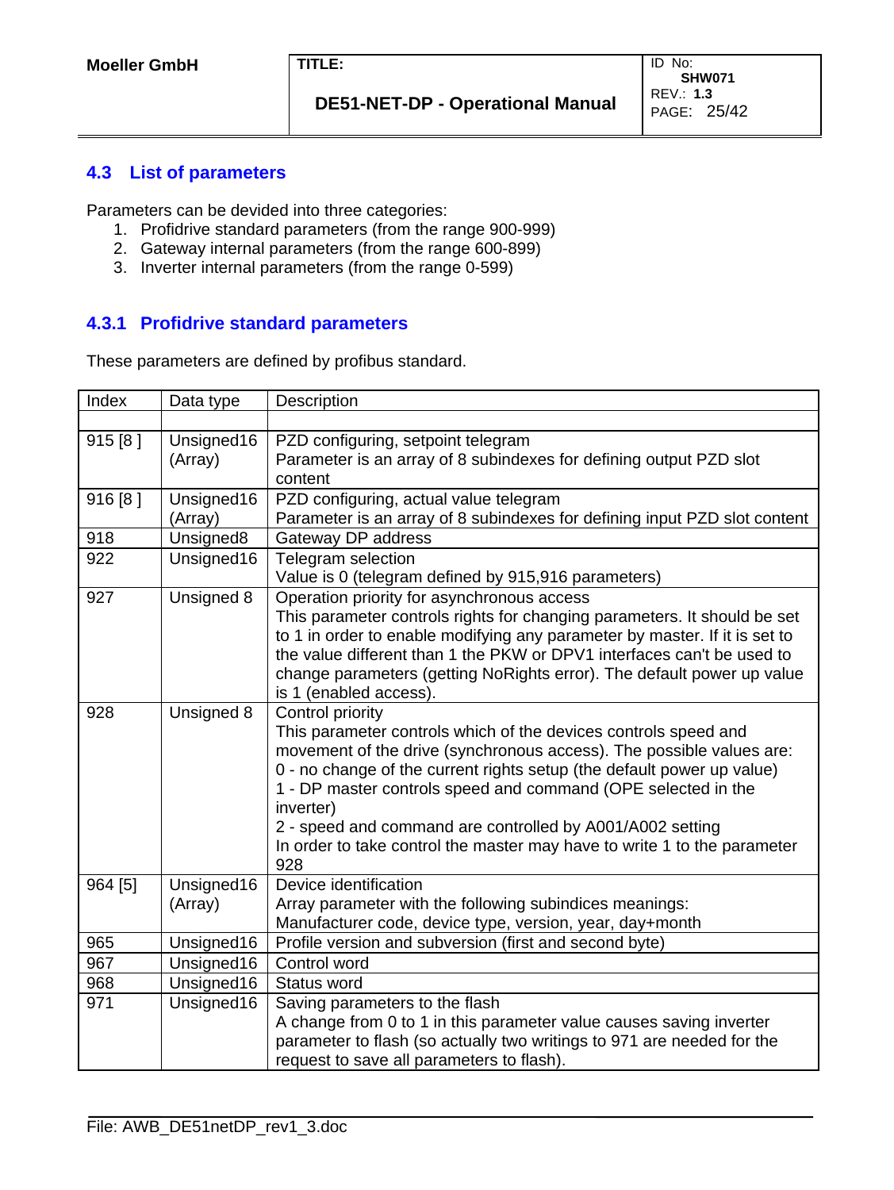## 4.3 List of parameters

Parameters can be devided into three categories:

1. Profidrive standard parameters (from the range 900-999)
2. Gateway internal parameters (from the range 600-899)
3. Inverter internal parameters (from the range 0-599)

### 4.3.1 Profidrive standard parameters

These parameters are defined by profibus standard.

| Index | Data type | Description |
|---|---|---|
| | | |
| 915 [8 ] | Unsigned16 (Array) | PZD configuring, setpoint telegram<br>Parameter is an array of 8 subindexes for defining output PZD slot content |
| 916 [8 ] | Unsigned16 (Array) | PZD configuring, actual value telegram<br>Parameter is an array of 8 subindexes for defining input PZD slot content |
| 918 | Unsigned8 | Gateway DP address |
| 922 | Unsigned16 | Telegram selection<br>Value is 0 (telegram defined by 915,916 parameters) |
| 927 | Unsigned 8 | Operation priority for asynchronous access<br>This parameter controls rights for changing parameters. It should be set to 1 in order to enable modifying any parameter by master. If it is set to the value different than 1 the PKW or DPV1 interfaces can't be used to change parameters (getting NoRights error). The default power up value is 1 (enabled access). |
| 928 | Unsigned 8 | Control priority<br>This parameter controls which of the devices controls speed and movement of the drive (synchronous access). The possible values are:<br>0 - no change of the current rights setup (the default power up value)<br>1 - DP master controls speed and command (OPE selected in the inverter)<br>2 - speed and command are controlled by A001/A002 setting<br>In order to take control the master may have to write 1 to the parameter 928 |
| 964 [5] | Unsigned16 (Array) | Device identification<br>Array parameter with the following subindices meanings:<br>Manufacturer code, device type, version, year, day+month |
| 965 | Unsigned16 | Profile version and subversion (first and second byte) |
| 967 | Unsigned16 | Control word |
| 968 | Unsigned16 | Status word |
| 971 | Unsigned16 | Saving parameters to the flash<br>A change from 0 to 1 in this parameter value causes saving inverter parameter to flash (so actually two writings to 971 are needed for the request to save all parameters to flash). |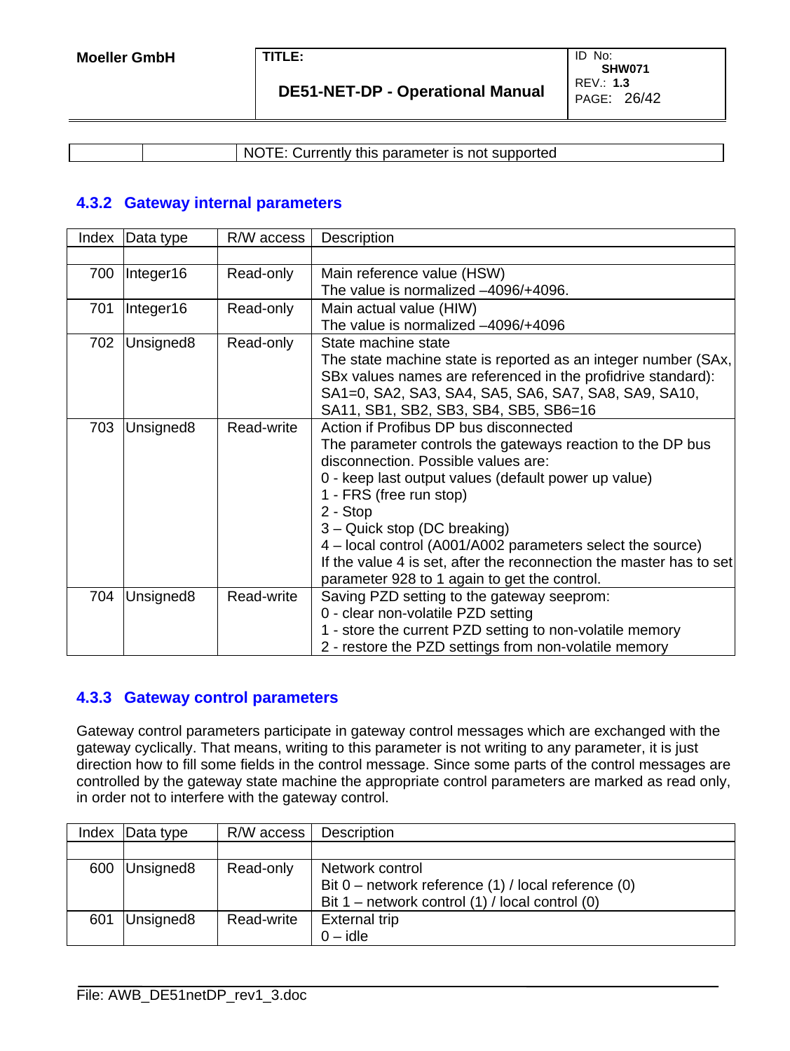| | | NOTE: Currently this parameter is not supported |
|---|---|---|

### 4.3.2 Gateway internal parameters

| Index | Data type | R/W access | Description |
|---|---|---|---|
| | | | |
| 700 | Integer16 | Read-only | Main reference value (HSW)<br>The value is normalized –4096/+4096. |
| 701 | Integer16 | Read-only | Main actual value (HIW)<br>The value is normalized –4096/+4096 |
| 702 | Unsigned8 | Read-only | State machine state<br>The state machine state is reported as an integer number (SAx, SBx values names are referenced in the profidrive standard):<br>SA1=0, SA2, SA3, SA4, SA5, SA6, SA7, SA8, SA9, SA10, SA11, SB1, SB2, SB3, SB4, SB5, SB6=16 |
| 703 | Unsigned8 | Read-write | Action if Profibus DP bus disconnected<br>The parameter controls the gateways reaction to the DP bus disconnection. Possible values are:<br>0 - keep last output values (default power up value)<br>1 - FRS (free run stop)<br>2 - Stop<br>3 – Quick stop (DC breaking)<br>4 – local control (A001/A002 parameters select the source)<br>If the value 4 is set, after the reconnection the master has to set parameter 928 to 1 again to get the control. |
| 704 | Unsigned8 | Read-write | Saving PZD setting to the gateway seeprom:<br>0 - clear non-volatile PZD setting<br>1 - store the current PZD setting to non-volatile memory<br>2 - restore the PZD settings from non-volatile memory |

### 4.3.3 Gateway control parameters

Gateway control parameters participate in gateway control messages which are exchanged with the gateway cyclically. That means, writing to this parameter is not writing to any parameter, it is just direction how to fill some fields in the control message. Since some parts of the control messages are controlled by the gateway state machine the appropriate control parameters are marked as read only, in order not to interfere with the gateway control.

| Index | Data type | R/W access | Description |
|---|---|---|---|
| | | | |
| 600 | Unsigned8 | Read-only | Network control<br>Bit 0 – network reference (1) / local reference (0)<br>Bit 1 – network control (1) / local control (0) |
| 601 | Unsigned8 | Read-write | External trip<br>0 – idle |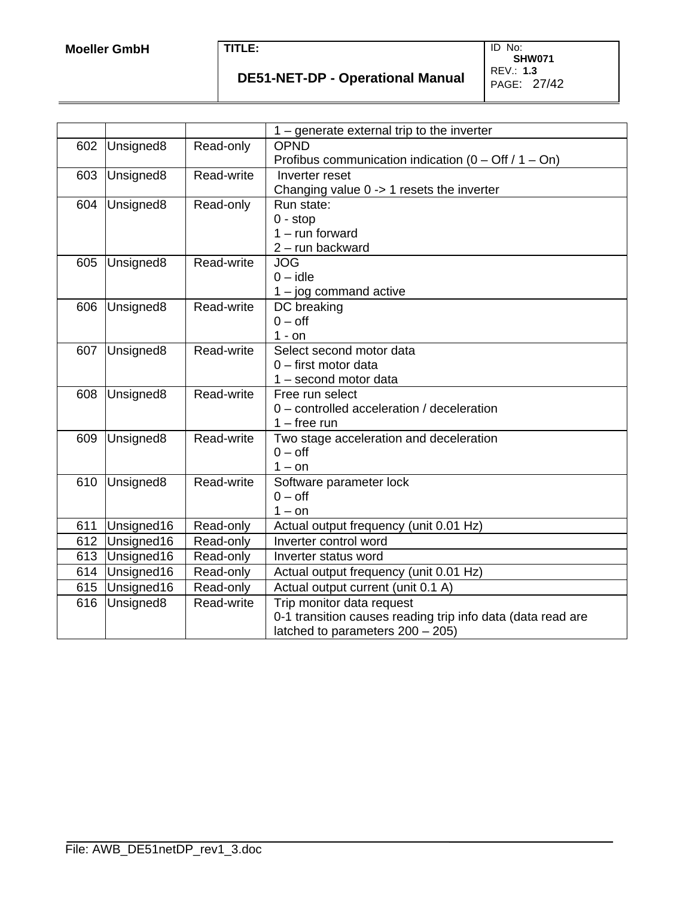| | | | |
|---|---|---|---|
| | | | 1 – generate external trip to the inverter |
| 602 | Unsigned8 | Read-only | OPND<br>Profibus communication indication (0 – Off / 1 – On) |
| 603 | Unsigned8 | Read-write | Inverter reset<br>Changing value 0 -> 1 resets the inverter |
| 604 | Unsigned8 | Read-only | Run state:<br>0 - stop<br>1 – run forward<br>2 – run backward |
| 605 | Unsigned8 | Read-write | JOG<br>0 – idle<br>1 – jog command active |
| 606 | Unsigned8 | Read-write | DC breaking<br>0 – off<br>1 - on |
| 607 | Unsigned8 | Read-write | Select second motor data<br>0 – first motor data<br>1 – second motor data |
| 608 | Unsigned8 | Read-write | Free run select<br>0 – controlled acceleration / deceleration<br>1 – free run |
| 609 | Unsigned8 | Read-write | Two stage acceleration and deceleration<br>0 – off<br>1 – on |
| 610 | Unsigned8 | Read-write | Software parameter lock<br>0 – off<br>1 – on |
| 611 | Unsigned16 | Read-only | Actual output frequency (unit 0.01 Hz) |
| 612 | Unsigned16 | Read-only | Inverter control word |
| 613 | Unsigned16 | Read-only | Inverter status word |
| 614 | Unsigned16 | Read-only | Actual output frequency (unit 0.01 Hz) |
| 615 | Unsigned16 | Read-only | Actual output current (unit 0.1 A) |
| 616 | Unsigned8 | Read-write | Trip monitor data request<br>0-1 transition causes reading trip info data (data read are latched to parameters 200 – 205) |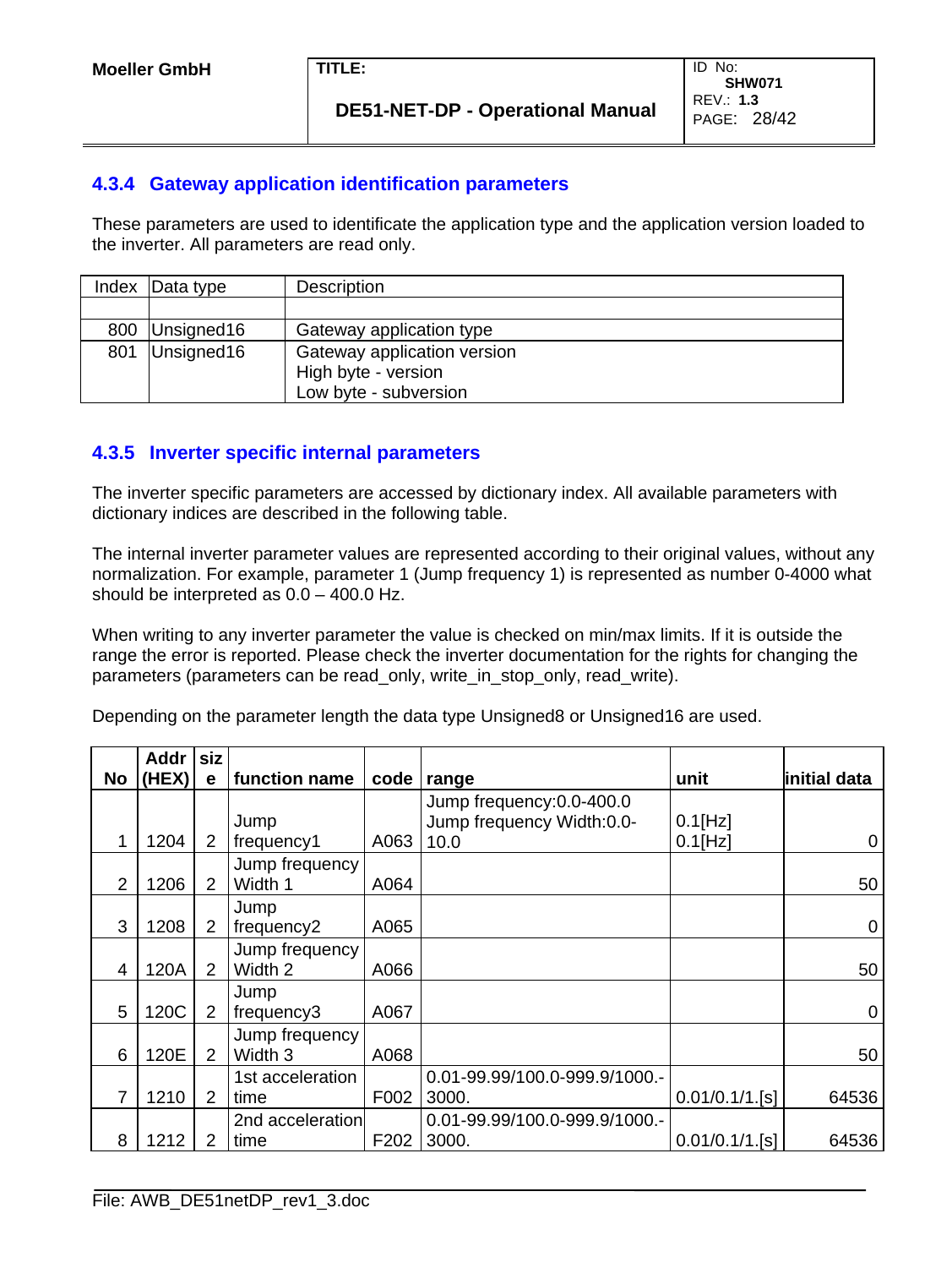### 4.3.4 Gateway application identification parameters

These parameters are used to identificate the application type and the application version loaded to the inverter. All parameters are read only.

| Index | Data type | Description |
|---|---|---|
| | | |
| 800 | Unsigned16 | Gateway application type |
| 801 | Unsigned16 | Gateway application version<br>High byte - version<br>Low byte - subversion |

### 4.3.5 Inverter specific internal parameters

The inverter specific parameters are accessed by dictionary index. All available parameters with dictionary indices are described in the following table.

The internal inverter parameter values are represented according to their original values, without any normalization. For example, parameter 1 (Jump frequency 1) is represented as number 0-4000 what should be interpreted as 0.0 – 400.0 Hz.

When writing to any inverter parameter the value is checked on min/max limits. If it is outside the range the error is reported. Please check the inverter documentation for the rights for changing the parameters (parameters can be read_only, write_in_stop_only, read_write).

Depending on the parameter length the data type Unsigned8 or Unsigned16 are used.

| No | Addr (HEX) | size | function name | code | range | unit | initial data |
|---|---|---|---|---|---|---|---|
| 1 | 1204 | 2 | Jump frequency1 | A063 | Jump frequency:0.0-400.0<br>Jump frequency Width:0.0-10.0 | 0.1[Hz]<br>0.1[Hz] | 0 |
| 2 | 1206 | 2 | Jump frequency Width 1 | A064 | | | 50 |
| 3 | 1208 | 2 | Jump frequency2 | A065 | | | 0 |
| 4 | 120A | 2 | Jump frequency Width 2 | A066 | | | 50 |
| 5 | 120C | 2 | Jump frequency3 | A067 | | | 0 |
| 6 | 120E | 2 | Jump frequency Width 3 | A068 | | | 50 |
| 7 | 1210 | 2 | 1st acceleration time | F002 | 0.01-99.99/100.0-999.9/1000.-3000. | 0.01/0.1/1.[s] | 64536 |
| 8 | 1212 | 2 | 2nd acceleration time | F202 | 0.01-99.99/100.0-999.9/1000.-3000. | 0.01/0.1/1.[s] | 64536 |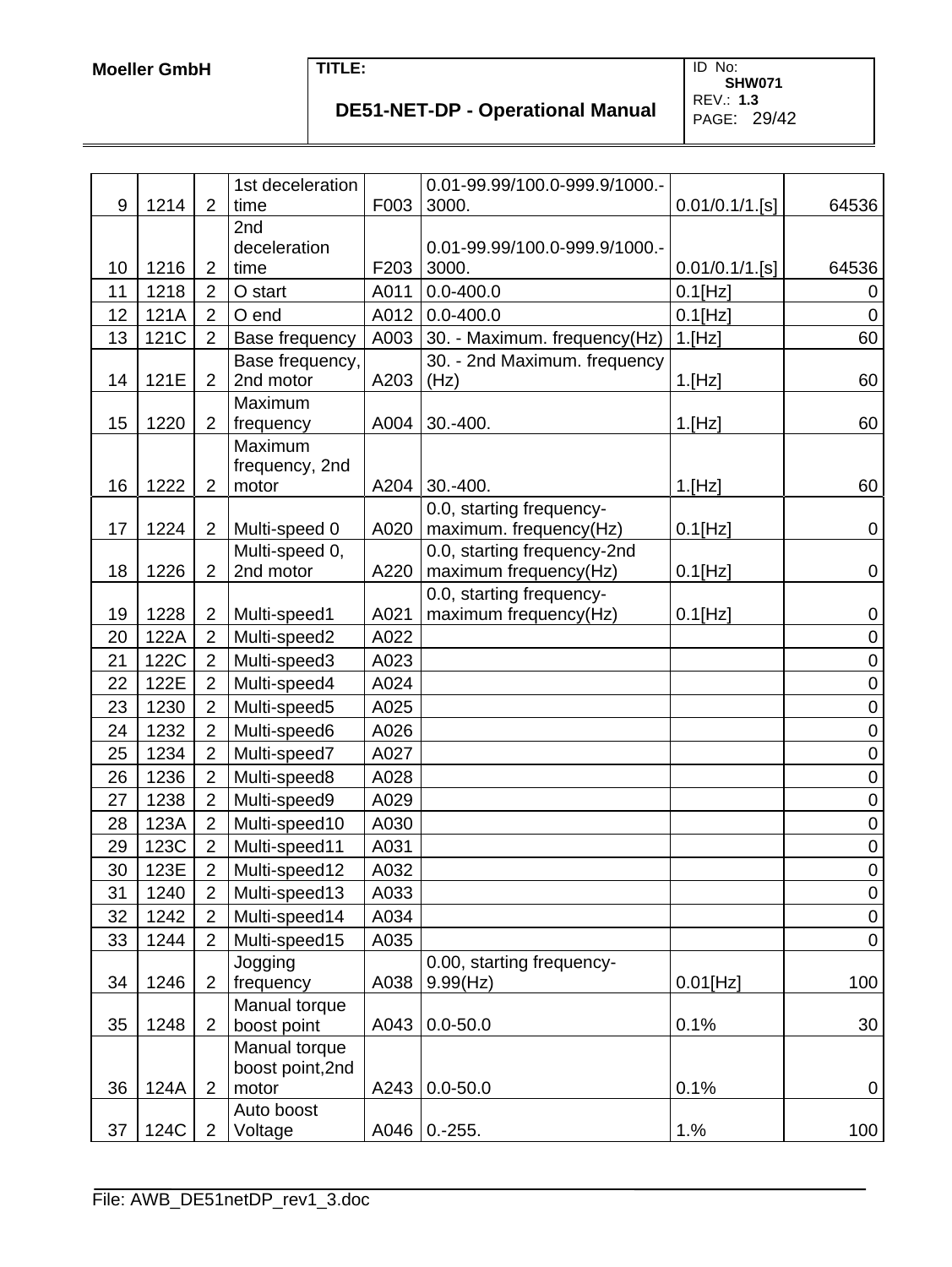| 9 | 1214 | 2 | 1st deceleration time | F003 | 0.01-99.99/100.0-999.9/1000.-3000. | 0.01/0.1/1.[s] | 64536 |
|---|---|---|---|---|---|---|---|
| 10 | 1216 | 2 | 2nd deceleration time | F203 | 0.01-99.99/100.0-999.9/1000.-3000. | 0.01/0.1/1.[s] | 64536 |
| 11 | 1218 | 2 | O start | A011 | 0.0-400.0 | 0.1[Hz] | 0 |
| 12 | 121A | 2 | O end | A012 | 0.0-400.0 | 0.1[Hz] | 0 |
| 13 | 121C | 2 | Base frequency | A003 | 30. - Maximum. frequency(Hz) | 1.[Hz] | 60 |
| 14 | 121E | 2 | Base frequency, 2nd motor | A203 | 30. - 2nd Maximum. frequency (Hz) | 1.[Hz] | 60 |
| 15 | 1220 | 2 | Maximum frequency | A004 | 30.-400. | 1.[Hz] | 60 |
| 16 | 1222 | 2 | Maximum frequency, 2nd motor | A204 | 30.-400. | 1.[Hz] | 60 |
| 17 | 1224 | 2 | Multi-speed 0 | A020 | 0.0, starting frequency-maximum. frequency(Hz) | 0.1[Hz] | 0 |
| 18 | 1226 | 2 | Multi-speed 0, 2nd motor | A220 | 0.0, starting frequency-2nd maximum frequency(Hz) | 0.1[Hz] | 0 |
| 19 | 1228 | 2 | Multi-speed1 | A021 | 0.0, starting frequency-maximum frequency(Hz) | 0.1[Hz] | 0 |
| 20 | 122A | 2 | Multi-speed2 | A022 | | | 0 |
| 21 | 122C | 2 | Multi-speed3 | A023 | | | 0 |
| 22 | 122E | 2 | Multi-speed4 | A024 | | | 0 |
| 23 | 1230 | 2 | Multi-speed5 | A025 | | | 0 |
| 24 | 1232 | 2 | Multi-speed6 | A026 | | | 0 |
| 25 | 1234 | 2 | Multi-speed7 | A027 | | | 0 |
| 26 | 1236 | 2 | Multi-speed8 | A028 | | | 0 |
| 27 | 1238 | 2 | Multi-speed9 | A029 | | | 0 |
| 28 | 123A | 2 | Multi-speed10 | A030 | | | 0 |
| 29 | 123C | 2 | Multi-speed11 | A031 | | | 0 |
| 30 | 123E | 2 | Multi-speed12 | A032 | | | 0 |
| 31 | 1240 | 2 | Multi-speed13 | A033 | | | 0 |
| 32 | 1242 | 2 | Multi-speed14 | A034 | | | 0 |
| 33 | 1244 | 2 | Multi-speed15 | A035 | | | 0 |
| 34 | 1246 | 2 | Jogging frequency | A038 | 0.00, starting frequency-9.99(Hz) | 0.01[Hz] | 100 |
| 35 | 1248 | 2 | Manual torque boost point | A043 | 0.0-50.0 | 0.1% | 30 |
| 36 | 124A | 2 | Manual torque boost point,2nd motor | A243 | 0.0-50.0 | 0.1% | 0 |
| 37 | 124C | 2 | Auto boost Voltage | A046 | 0.-255. | 1.% | 100 |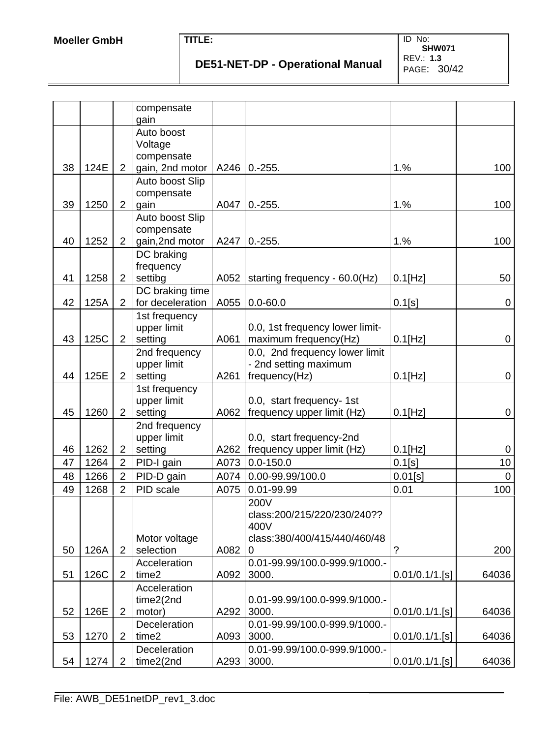| | | | compensate gain | | | | |
|---|---|---|---|---|---|---|---|
| 38 | 124E | 2 | Auto boost Voltage compensate gain, 2nd motor | A246 | 0.-255. | 1.% | 100 |
| 39 | 1250 | 2 | Auto boost Slip compensate gain | A047 | 0.-255. | 1.% | 100 |
| 40 | 1252 | 2 | Auto boost Slip compensate gain,2nd motor | A247 | 0.-255. | 1.% | 100 |
| 41 | 1258 | 2 | DC braking frequency settibg | A052 | starting frequency - 60.0(Hz) | 0.1[Hz] | 50 |
| 42 | 125A | 2 | DC braking time for deceleration | A055 | 0.0-60.0 | 0.1[s] | 0 |
| 43 | 125C | 2 | 1st frequency upper limit setting | A061 | 0.0, 1st frequency lower limit-maximum frequency(Hz) | 0.1[Hz] | 0 |
| 44 | 125E | 2 | 2nd frequency upper limit setting | A261 | 0.0, 2nd frequency lower limit - 2nd setting maximum frequency(Hz) | 0.1[Hz] | 0 |
| 45 | 1260 | 2 | 1st frequency upper limit setting | A062 | 0.0, start frequency- 1st frequency upper limit (Hz) | 0.1[Hz] | 0 |
| 46 | 1262 | 2 | 2nd frequency upper limit setting | A262 | 0.0, start frequency-2nd frequency upper limit (Hz) | 0.1[Hz] | 0 |
| 47 | 1264 | 2 | PID-I gain | A073 | 0.0-150.0 | 0.1[s] | 10 |
| 48 | 1266 | 2 | PID-D gain | A074 | 0.00-99.99/100.0 | 0.01[s] | 0 |
| 49 | 1268 | 2 | PID scale | A075 | 0.01-99.99 | 0.01 | 100 |
| 50 | 126A | 2 | Motor voltage selection | A082 | 200V class:200/215/220/230/240?? 400V class:380/400/415/440/460/480 | ? | 200 |
| 51 | 126C | 2 | Acceleration time2 | A092 | 0.01-99.99/100.0-999.9/1000.-3000. | 0.01/0.1/1.[s] | 64036 |
| 52 | 126E | 2 | Acceleration time2(2nd motor) | A292 | 0.01-99.99/100.0-999.9/1000.-3000. | 0.01/0.1/1.[s] | 64036 |
| 53 | 1270 | 2 | Deceleration time2 | A093 | 0.01-99.99/100.0-999.9/1000.-3000. | 0.01/0.1/1.[s] | 64036 |
| 54 | 1274 | 2 | Deceleration time2(2nd | A293 | 0.01-99.99/100.0-999.9/1000.-3000. | 0.01/0.1/1.[s] | 64036 |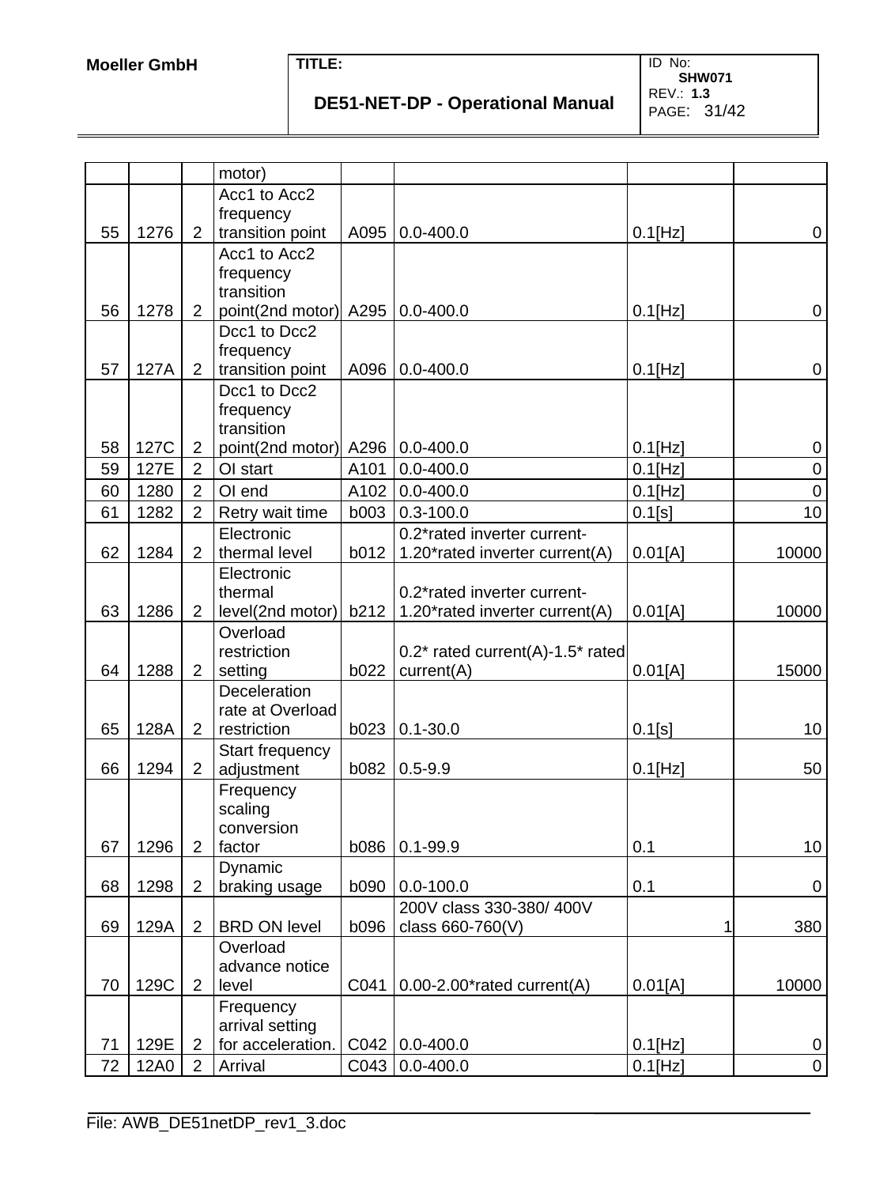| | | | motor) | | | | |
|---|---|---|---|---|---|---|---|
| 55 | 1276 | 2 | Acc1 to Acc2 frequency transition point | A095 | 0.0-400.0 | 0.1[Hz] | 0 |
| 56 | 1278 | 2 | Acc1 to Acc2 frequency transition point(2nd motor) | A295 | 0.0-400.0 | 0.1[Hz] | 0 |
| 57 | 127A | 2 | Dcc1 to Dcc2 frequency transition point | A096 | 0.0-400.0 | 0.1[Hz] | 0 |
| 58 | 127C | 2 | Dcc1 to Dcc2 frequency transition point(2nd motor) | A296 | 0.0-400.0 | 0.1[Hz] | 0 |
| 59 | 127E | 2 | OI start | A101 | 0.0-400.0 | 0.1[Hz] | 0 |
| 60 | 1280 | 2 | OI end | A102 | 0.0-400.0 | 0.1[Hz] | 0 |
| 61 | 1282 | 2 | Retry wait time | b003 | 0.3-100.0 | 0.1[s] | 10 |
| 62 | 1284 | 2 | Electronic thermal level | b012 | 0.2*rated inverter current-1.20*rated inverter current(A) | 0.01[A] | 10000 |
| 63 | 1286 | 2 | Electronic thermal level(2nd motor) | b212 | 0.2*rated inverter current-1.20*rated inverter current(A) | 0.01[A] | 10000 |
| 64 | 1288 | 2 | Overload restriction setting | b022 | 0.2* rated current(A)-1.5* rated current(A) | 0.01[A] | 15000 |
| 65 | 128A | 2 | Deceleration rate at Overload restriction | b023 | 0.1-30.0 | 0.1[s] | 10 |
| 66 | 1294 | 2 | Start frequency adjustment | b082 | 0.5-9.9 | 0.1[Hz] | 50 |
| 67 | 1296 | 2 | Frequency scaling conversion factor | b086 | 0.1-99.9 | 0.1 | 10 |
| 68 | 1298 | 2 | Dynamic braking usage | b090 | 0.0-100.0 | 0.1 | 0 |
| 69 | 129A | 2 | BRD ON level | b096 | 200V class 330-380/ 400V class 660-760(V) | 1 | 380 |
| 70 | 129C | 2 | Overload advance notice level | C041 | 0.00-2.00*rated current(A) | 0.01[A] | 10000 |
| 71 | 129E | 2 | Frequency arrival setting for acceleration. | C042 | 0.0-400.0 | 0.1[Hz] | 0 |
| 72 | 12A0 | 2 | Arrival | C043 | 0.0-400.0 | 0.1[Hz] | 0 |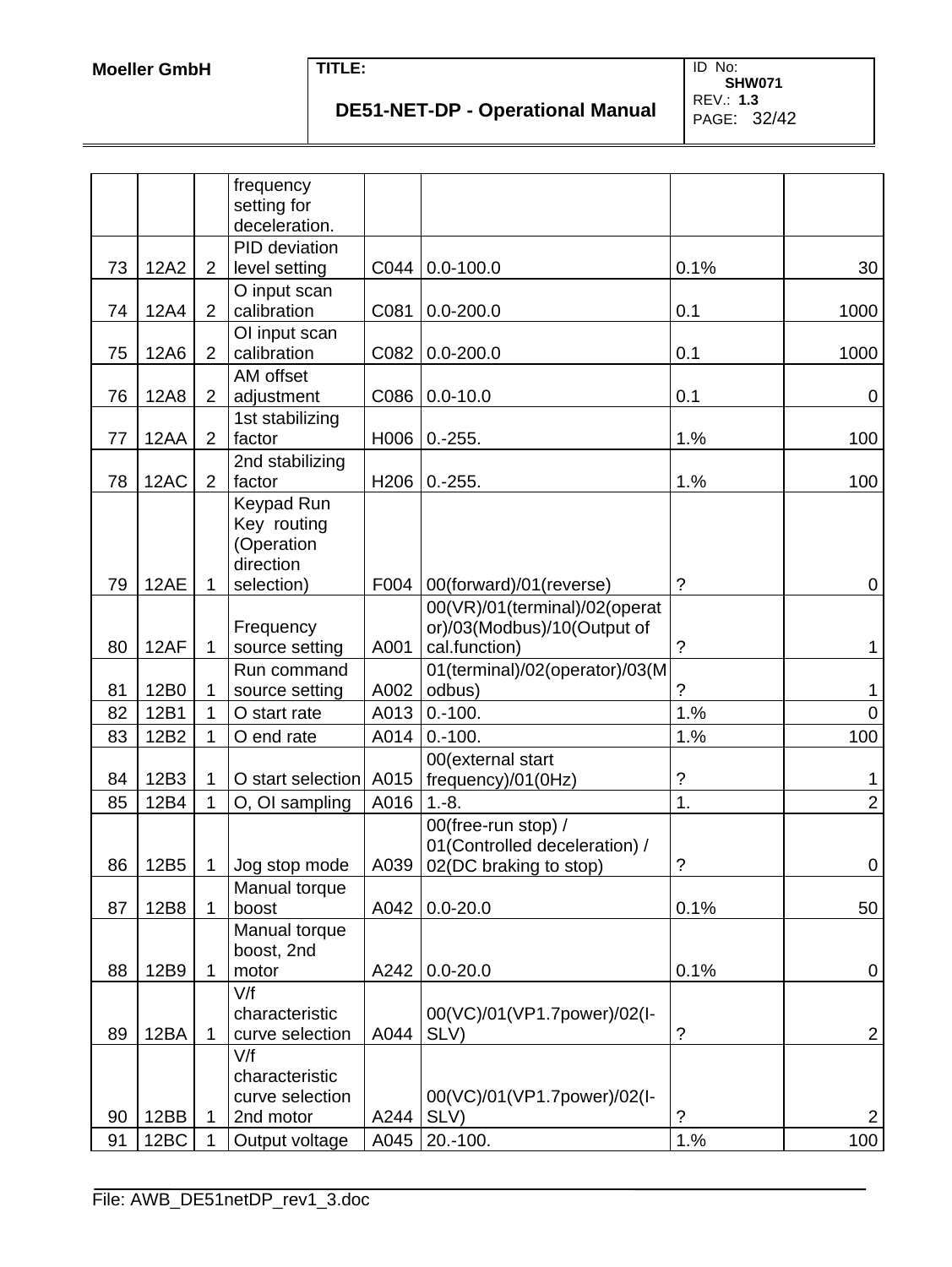| | | | frequency setting for deceleration. | | | | |
|---|---|---|---|---|---|---|---|
| 73 | 12A2 | 2 | PID deviation level setting | C044 | 0.0-100.0 | 0.1% | 30 |
| 74 | 12A4 | 2 | O input scan calibration | C081 | 0.0-200.0 | 0.1 | 1000 |
| 75 | 12A6 | 2 | OI input scan calibration | C082 | 0.0-200.0 | 0.1 | 1000 |
| 76 | 12A8 | 2 | AM offset adjustment | C086 | 0.0-10.0 | 0.1 | 0 |
| 77 | 12AA | 2 | 1st stabilizing factor | H006 | 0.-255. | 1.% | 100 |
| 78 | 12AC | 2 | 2nd stabilizing factor | H206 | 0.-255. | 1.% | 100 |
| 79 | 12AE | 1 | Keypad Run Key routing (Operation direction selection) | F004 | 00(forward)/01(reverse) | ? | 0 |
| 80 | 12AF | 1 | Frequency source setting | A001 | 00(VR)/01(terminal)/02(operator)/03(Modbus)/10(Output of cal.function) | ? | 1 |
| 81 | 12B0 | 1 | Run command source setting | A002 | 01(terminal)/02(operator)/03(Modbus) | ? | 1 |
| 82 | 12B1 | 1 | O start rate | A013 | 0.-100. | 1.% | 0 |
| 83 | 12B2 | 1 | O end rate | A014 | 0.-100. | 1.% | 100 |
| 84 | 12B3 | 1 | O start selection | A015 | 00(external start frequency)/01(0Hz) | ? | 1 |
| 85 | 12B4 | 1 | O, OI sampling | A016 | 1.-8. | 1. | 2 |
| 86 | 12B5 | 1 | Jog stop mode | A039 | 00(free-run stop) / 01(Controlled deceleration) / 02(DC braking to stop) | ? | 0 |
| 87 | 12B8 | 1 | Manual torque boost | A042 | 0.0-20.0 | 0.1% | 50 |
| 88 | 12B9 | 1 | Manual torque boost, 2nd motor | A242 | 0.0-20.0 | 0.1% | 0 |
| 89 | 12BA | 1 | V/f characteristic curve selection | A044 | 00(VC)/01(VP1.7power)/02(I-SLV) | ? | 2 |
| 90 | 12BB | 1 | V/f characteristic curve selection 2nd motor | A244 | 00(VC)/01(VP1.7power)/02(I-SLV) | ? | 2 |
| 91 | 12BC | 1 | Output voltage | A045 | 20.-100. | 1.% | 100 |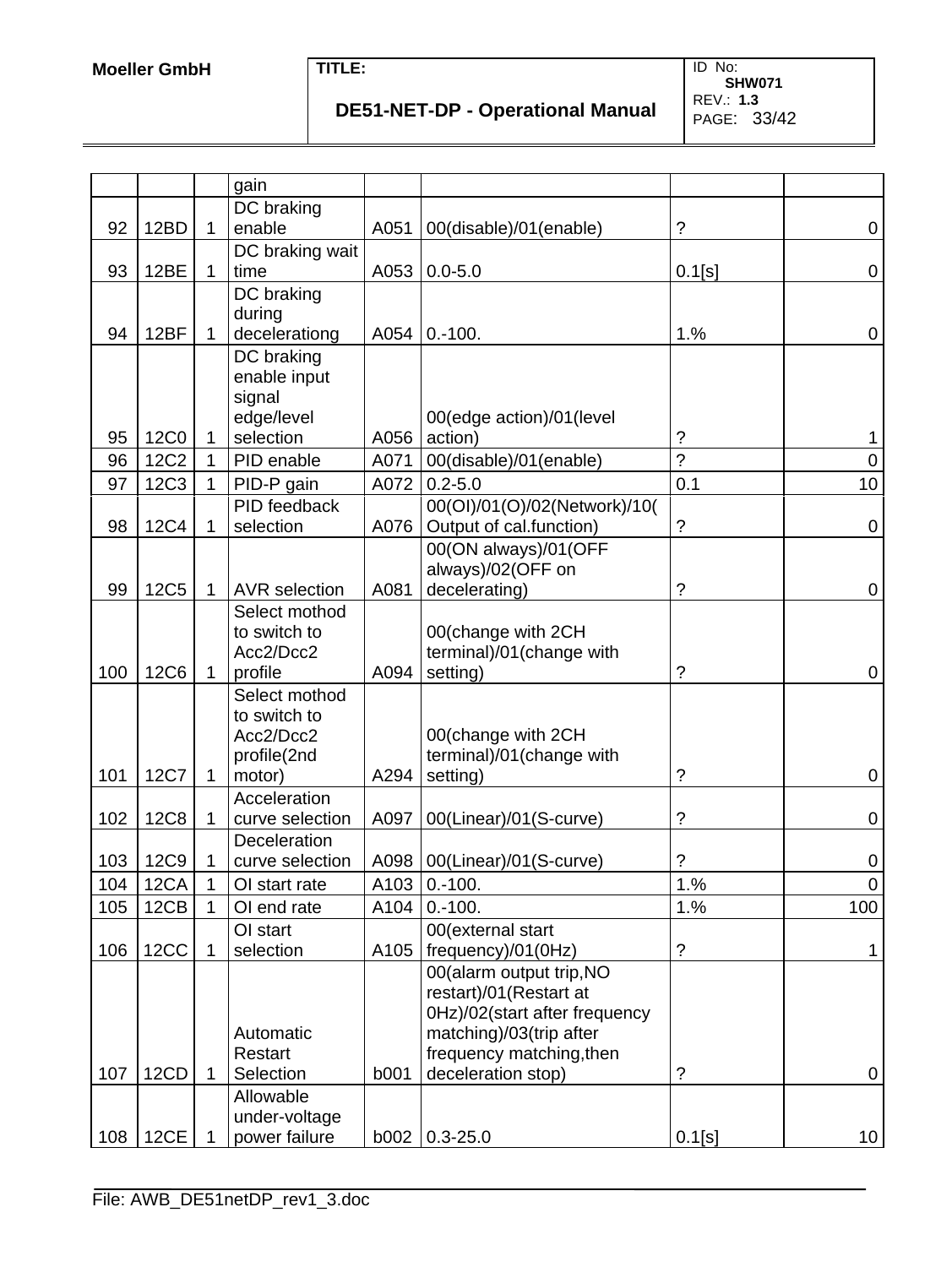| | | | gain | | | | |
|---|---|---|---|---|---|---|---|
| 92 | 12BD | 1 | DC braking enable | A051 | 00(disable)/01(enable) | ? | 0 |
| 93 | 12BE | 1 | DC braking wait time | A053 | 0.0-5.0 | 0.1[s] | 0 |
| 94 | 12BF | 1 | DC braking during decelerationg | A054 | 0.-100. | 1.% | 0 |
| 95 | 12C0 | 1 | DC braking enable input signal edge/level selection | A056 | 00(edge action)/01(level action) | ? | 1 |
| 96 | 12C2 | 1 | PID enable | A071 | 00(disable)/01(enable) | ? | 0 |
| 97 | 12C3 | 1 | PID-P gain | A072 | 0.2-5.0 | 0.1 | 10 |
| 98 | 12C4 | 1 | PID feedback selection | A076 | 00(OI)/01(O)/02(Network)/10(Output of cal.function) | ? | 0 |
| 99 | 12C5 | 1 | AVR selection | A081 | 00(ON always)/01(OFF always)/02(OFF on decelerating) | ? | 0 |
| 100 | 12C6 | 1 | Select mothod to switch to Acc2/Dcc2 profile | A094 | 00(change with 2CH terminal)/01(change with setting) | ? | 0 |
| 101 | 12C7 | 1 | Select mothod to switch to Acc2/Dcc2 profile(2nd motor) | A294 | 00(change with 2CH terminal)/01(change with setting) | ? | 0 |
| 102 | 12C8 | 1 | Acceleration curve selection | A097 | 00(Linear)/01(S-curve) | ? | 0 |
| 103 | 12C9 | 1 | Deceleration curve selection | A098 | 00(Linear)/01(S-curve) | ? | 0 |
| 104 | 12CA | 1 | OI start rate | A103 | 0.-100. | 1.% | 0 |
| 105 | 12CB | 1 | OI end rate | A104 | 0.-100. | 1.% | 100 |
| 106 | 12CC | 1 | OI start selection | A105 | 00(external start frequency)/01(0Hz) | ? | 1 |
| 107 | 12CD | 1 | Automatic Restart Selection | b001 | 00(alarm output trip,NO restart)/01(Restart at 0Hz)/02(start after frequency matching)/03(trip after frequency matching,then deceleration stop) | ? | 0 |
| 108 | 12CE | 1 | Allowable under-voltage power failure | b002 | 0.3-25.0 | 0.1[s] | 10 |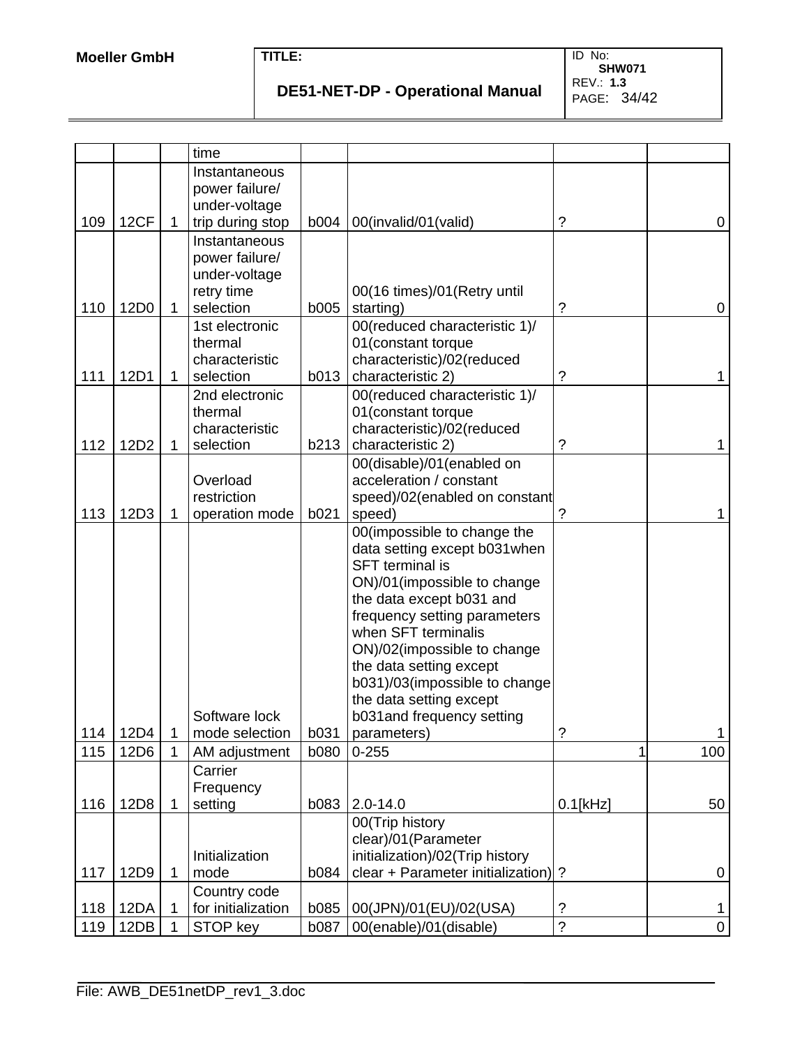| | | | time | | | | |
|---|---|---|---|---|---|---|---|
| 109 | 12CF | 1 | Instantaneous power failure/ under-voltage trip during stop | b004 | 00(invalid/01(valid) | ? | 0 |
| 110 | 12D0 | 1 | Instantaneous power failure/ under-voltage retry time selection | b005 | 00(16 times)/01(Retry until starting) | ? | 0 |
| 111 | 12D1 | 1 | 1st electronic thermal characteristic selection | b013 | 00(reduced characteristic 1)/ 01(constant torque characteristic)/02(reduced characteristic 2) | ? | 1 |
| 112 | 12D2 | 1 | 2nd electronic thermal characteristic selection | b213 | 00(reduced characteristic 1)/ 01(constant torque characteristic)/02(reduced characteristic 2) | ? | 1 |
| 113 | 12D3 | 1 | Overload restriction operation mode | b021 | 00(disable)/01(enabled on acceleration / constant speed)/02(enabled on constant speed) | ? | 1 |
| 114 | 12D4 | 1 | Software lock mode selection | b031 | 00(impossible to change the data setting except b031when SFT terminal is ON)/01(impossible to change the data except b031 and frequency setting parameters when SFT terminalis ON)/02(impossible to change the data setting except b031)/03(impossible to change the data setting except b031and frequency setting parameters) | ? | 1 |
| 115 | 12D6 | 1 | AM adjustment | b080 | 0-255 | 1 | 100 |
| 116 | 12D8 | 1 | Carrier Frequency setting | b083 | 2.0-14.0 | 0.1[kHz] | 50 |
| 117 | 12D9 | 1 | Initialization mode | b084 | 00(Trip history clear)/01(Parameter initialization)/02(Trip history clear + Parameter initialization) | ? | 0 |
| 118 | 12DA | 1 | Country code for initialization | b085 | 00(JPN)/01(EU)/02(USA) | ? | 1 |
| 119 | 12DB | 1 | STOP key | b087 | 00(enable)/01(disable) | ? | 0 |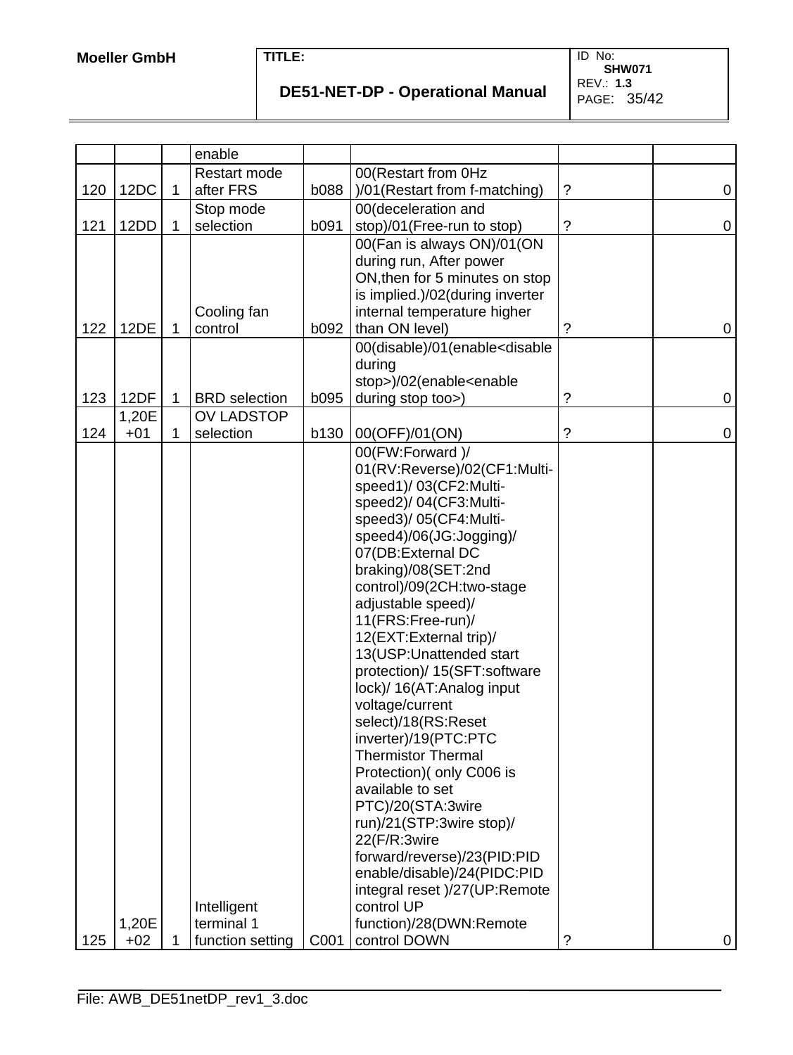| | | | enable | | | | |
|---|---|---|---|---|---|---|---|
| 120 | 12DC | 1 | Restart mode after FRS | b088 | 00(Restart from 0Hz )/01(Restart from f-matching) | ? | 0 |
| 121 | 12DD | 1 | Stop mode selection | b091 | 00(deceleration and stop)/01(Free-run to stop) | ? | 0 |
| 122 | 12DE | 1 | Cooling fan control | b092 | 00(Fan is always ON)/01(ON during run, After power ON,then for 5 minutes on stop is implied.)/02(during inverter internal temperature higher than ON level) | ? | 0 |
| 123 | 12DF | 1 | BRD selection | b095 | 00(disable)/01(enable<disable during stop>)/02(enable<enable during stop too>) | ? | 0 |
| 124 | 1,20E +01 | 1 | OV LADSTOP selection | b130 | 00(OFF)/01(ON) | ? | 0 |
| 125 | 1,20E +02 | 1 | Intelligent terminal 1 function setting | C001 | 00(FW:Forward )/ 01(RV:Reverse)/02(CF1:Multi-speed1)/ 03(CF2:Multi-speed2)/ 04(CF3:Multi-speed3)/ 05(CF4:Multi-speed4)/06(JG:Jogging)/ 07(DB:External DC braking)/08(SET:2nd control)/09(2CH:two-stage adjustable speed)/ 11(FRS:Free-run)/ 12(EXT:External trip)/ 13(USP:Unattended start protection)/ 15(SFT:software lock)/ 16(AT:Analog input voltage/current select)/18(RS:Reset inverter)/19(PTC:PTC Thermistor Thermal Protection)( only C006 is available to set PTC)/20(STA:3wire run)/21(STP:3wire stop)/ 22(F/R:3wire forward/reverse)/23(PID:PID enable/disable)/24(PIDC:PID integral reset )/27(UP:Remote control UP function)/28(DWN:Remote control DOWN | ? | 0 |

File: AWB_DE51netDP_rev1_3.doc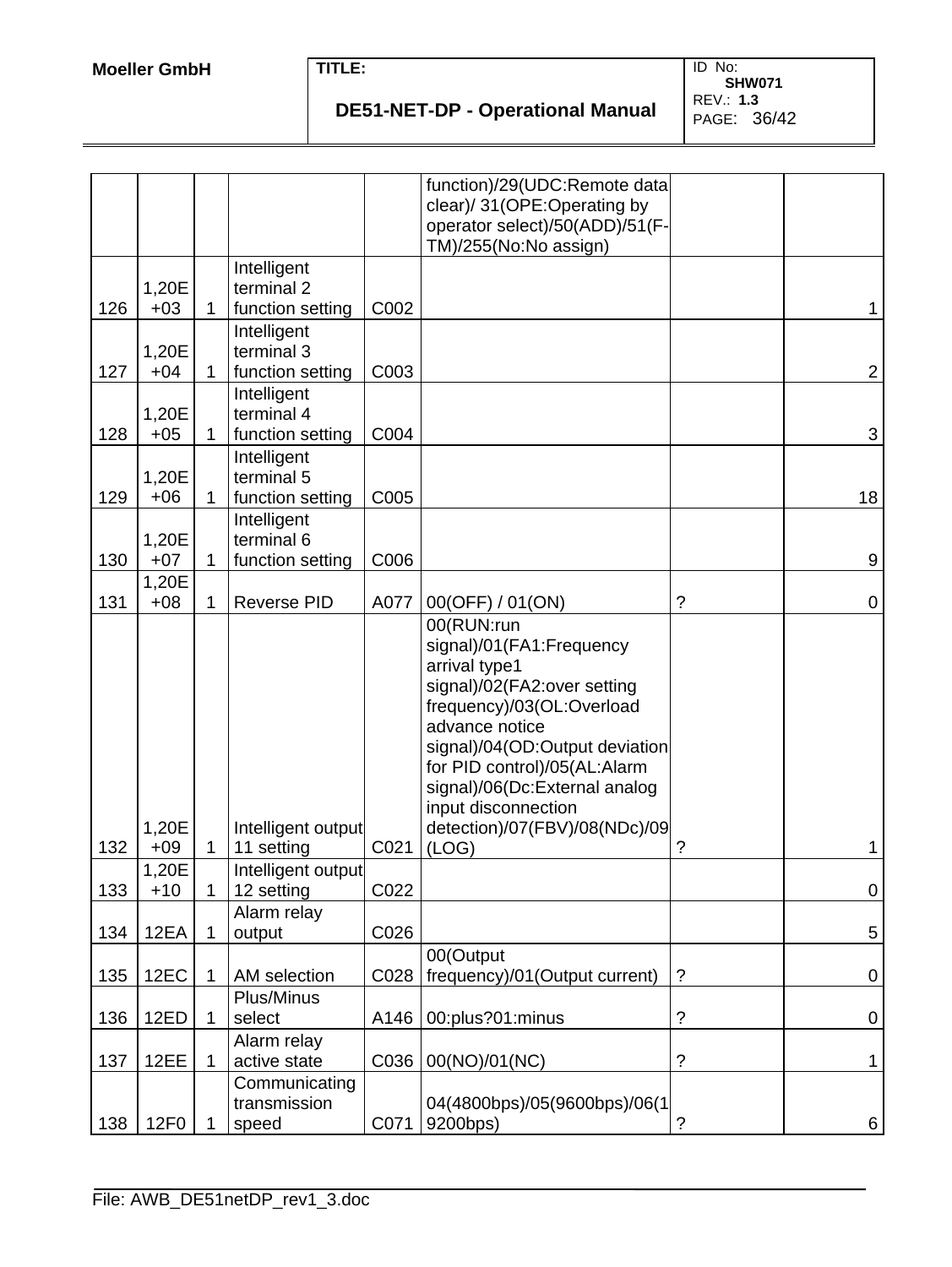| | | | | | function)/29(UDC:Remote data clear)/ 31(OPE:Operating by operator select)/50(ADD)/51(F-TM)/255(No:No assign) | | |
|---|---|---|---|---|---|---|---|
| 126 | 1,20E+03 | 1 | Intelligent terminal 2 function setting | C002 | | | 1 |
| 127 | 1,20E+04 | 1 | Intelligent terminal 3 function setting | C003 | | | 2 |
| 128 | 1,20E+05 | 1 | Intelligent terminal 4 function setting | C004 | | | 3 |
| 129 | 1,20E+06 | 1 | Intelligent terminal 5 function setting | C005 | | | 18 |
| 130 | 1,20E+07 | 1 | Intelligent terminal 6 function setting | C006 | | | 9 |
| 131 | 1,20E+08 | 1 | Reverse PID | A077 | 00(OFF) / 01(ON) | ? | 0 |
| 132 | 1,20E+09 | 1 | Intelligent output 11 setting | C021 | 00(RUN:run signal)/01(FA1:Frequency arrival type1 signal)/02(FA2:over setting frequency)/03(OL:Overload advance notice signal)/04(OD:Output deviation for PID control)/05(AL:Alarm signal)/06(Dc:External analog input disconnection detection)/07(FBV)/08(NDc)/09(LOG) | ? | 1 |
| 133 | 1,20E+10 | 1 | Intelligent output 12 setting | C022 | | | 0 |
| 134 | 12EA | 1 | Alarm relay output | C026 | | | 5 |
| 135 | 12EC | 1 | AM selection | C028 | 00(Output frequency)/01(Output current) | ? | 0 |
| 136 | 12ED | 1 | Plus/Minus select | A146 | 00:plus?01:minus | ? | 0 |
| 137 | 12EE | 1 | Alarm relay active state | C036 | 00(NO)/01(NC) | ? | 1 |
| 138 | 12F0 | 1 | Communicating transmission speed | C071 | 04(4800bps)/05(9600bps)/06(19200bps) | ? | 6 |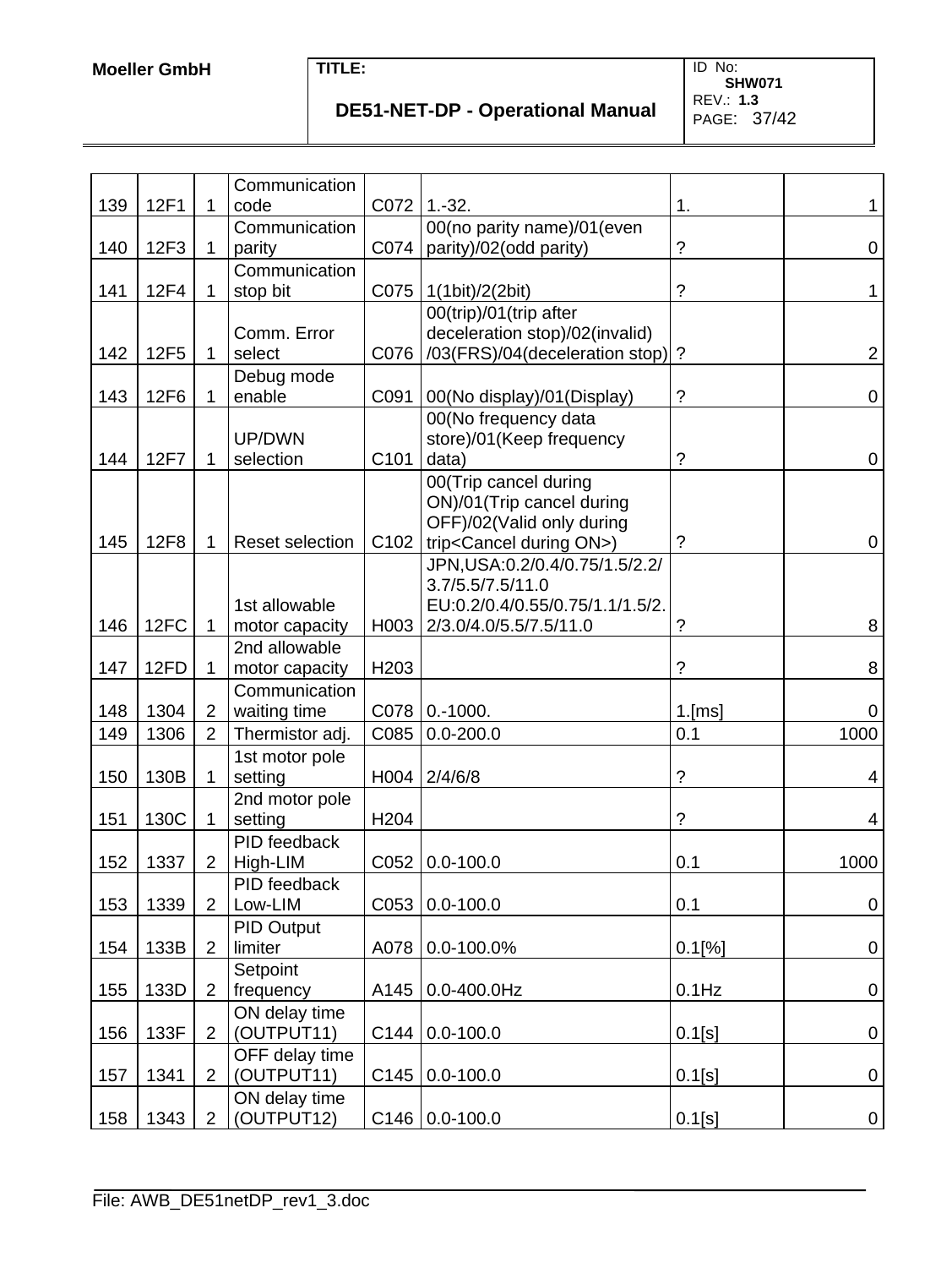| | | | | | | | |
|---|---|---|---|---|---|---|---|
| 139 | 12F1 | 1 | Communication code | C072 | 1.-32. | 1. | 1 |
| 140 | 12F3 | 1 | Communication parity | C074 | 00(no parity name)/01(even parity)/02(odd parity) | ? | 0 |
| 141 | 12F4 | 1 | Communication stop bit | C075 | 1(1bit)/2(2bit) | ? | 1 |
| 142 | 12F5 | 1 | Comm. Error select | C076 | 00(trip)/01(trip after deceleration stop)/02(invalid) /03(FRS)/04(deceleration stop) | ? | 2 |
| 143 | 12F6 | 1 | Debug mode enable | C091 | 00(No display)/01(Display) | ? | 0 |
| 144 | 12F7 | 1 | UP/DWN selection | C101 | 00(No frequency data store)/01(Keep frequency data) | ? | 0 |
| 145 | 12F8 | 1 | Reset selection | C102 | 00(Trip cancel during ON)/01(Trip cancel during OFF)/02(Valid only during trip<Cancel during ON>) | ? | 0 |
| 146 | 12FC | 1 | 1st allowable motor capacity | H003 | JPN,USA:0.2/0.4/0.75/1.5/2.2/ 3.7/5.5/7.5/11.0 EU:0.2/0.4/0.55/0.75/1.1/1.5/2.2/3.0/4.0/5.5/7.5/11.0 | ? | 8 |
| 147 | 12FD | 1 | 2nd allowable motor capacity | H203 | | ? | 8 |
| 148 | 1304 | 2 | Communication waiting time | C078 | 0.-1000. | 1.[ms] | 0 |
| 149 | 1306 | 2 | Thermistor adj. | C085 | 0.0-200.0 | 0.1 | 1000 |
| 150 | 130B | 1 | 1st motor pole setting | H004 | 2/4/6/8 | ? | 4 |
| 151 | 130C | 1 | 2nd motor pole setting | H204 | | ? | 4 |
| 152 | 1337 | 2 | PID feedback High-LIM | C052 | 0.0-100.0 | 0.1 | 1000 |
| 153 | 1339 | 2 | PID feedback Low-LIM | C053 | 0.0-100.0 | 0.1 | 0 |
| 154 | 133B | 2 | PID Output limiter | A078 | 0.0-100.0% | 0.1[%] | 0 |
| 155 | 133D | 2 | Setpoint frequency | A145 | 0.0-400.0Hz | 0.1Hz | 0 |
| 156 | 133F | 2 | ON delay time (OUTPUT11) | C144 | 0.0-100.0 | 0.1[s] | 0 |
| 157 | 1341 | 2 | OFF delay time (OUTPUT11) | C145 | 0.0-100.0 | 0.1[s] | 0 |
| 158 | 1343 | 2 | ON delay time (OUTPUT12) | C146 | 0.0-100.0 | 0.1[s] | 0 |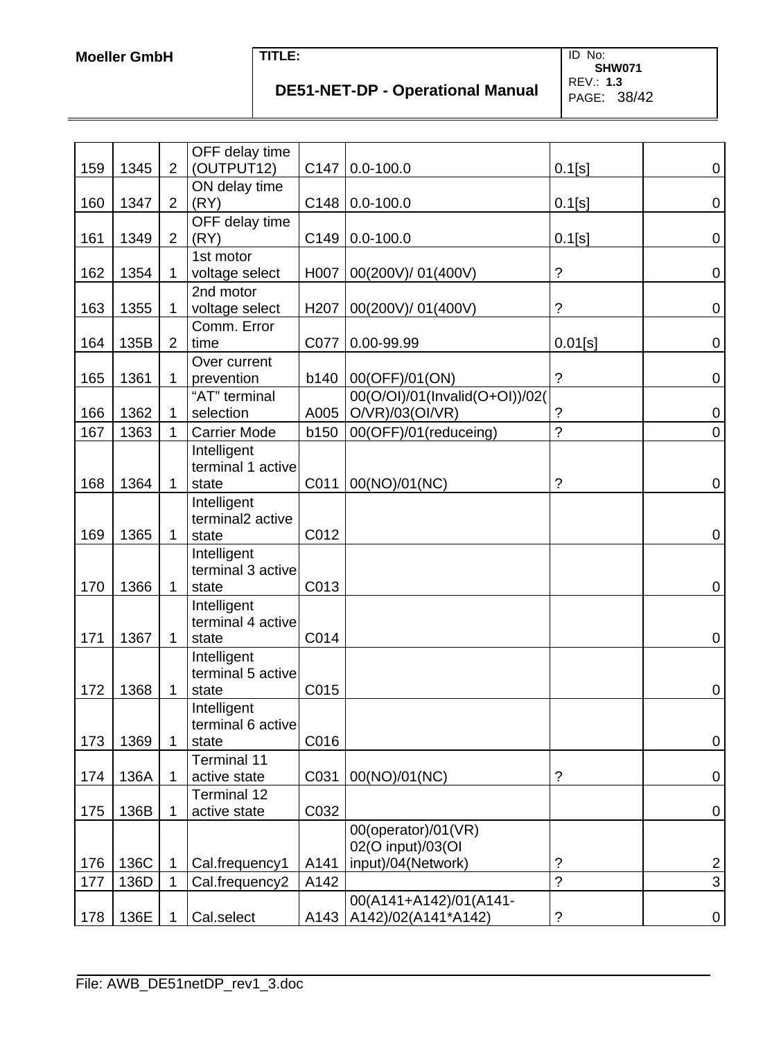| 159 | 1345 | 2 | OFF delay time (OUTPUT12) | C147 | 0.0-100.0 | 0.1[s] | 0 |
|---|---|---|---|---|---|---|---|
| 160 | 1347 | 2 | ON delay time (RY) | C148 | 0.0-100.0 | 0.1[s] | 0 |
| 161 | 1349 | 2 | OFF delay time (RY) | C149 | 0.0-100.0 | 0.1[s] | 0 |
| 162 | 1354 | 1 | 1st motor voltage select | H007 | 00(200V)/ 01(400V) | ? | 0 |
| 163 | 1355 | 1 | 2nd motor voltage select | H207 | 00(200V)/ 01(400V) | ? | 0 |
| 164 | 135B | 2 | Comm. Error time | C077 | 0.00-99.99 | 0.01[s] | 0 |
| 165 | 1361 | 1 | Over current prevention | b140 | 00(OFF)/01(ON) | ? | 0 |
| 166 | 1362 | 1 | "AT" terminal selection | A005 | 00(O/OI)/01(Invalid(O+OI))/02(O/VR)/03(OI/VR) | ? | 0 |
| 167 | 1363 | 1 | Carrier Mode | b150 | 00(OFF)/01(reduceing) | ? | 0 |
| 168 | 1364 | 1 | Intelligent terminal 1 active state | C011 | 00(NO)/01(NC) | ? | 0 |
| 169 | 1365 | 1 | Intelligent terminal2 active state | C012 | | | 0 |
| 170 | 1366 | 1 | Intelligent terminal 3 active state | C013 | | | 0 |
| 171 | 1367 | 1 | Intelligent terminal 4 active state | C014 | | | 0 |
| 172 | 1368 | 1 | Intelligent terminal 5 active state | C015 | | | 0 |
| 173 | 1369 | 1 | Intelligent terminal 6 active state | C016 | | | 0 |
| 174 | 136A | 1 | Terminal 11 active state | C031 | 00(NO)/01(NC) | ? | 0 |
| 175 | 136B | 1 | Terminal 12 active state | C032 | | | 0 |
| 176 | 136C | 1 | Cal.frequency1 | A141 | 00(operator)/01(VR) 02(O input)/03(OI input)/04(Network) | ? | 2 |
| 177 | 136D | 1 | Cal.frequency2 | A142 | | ? | 3 |
| 178 | 136E | 1 | Cal.select | A143 | 00(A141+A142)/01(A141-A142)/02(A141*A142) | ? | 0 |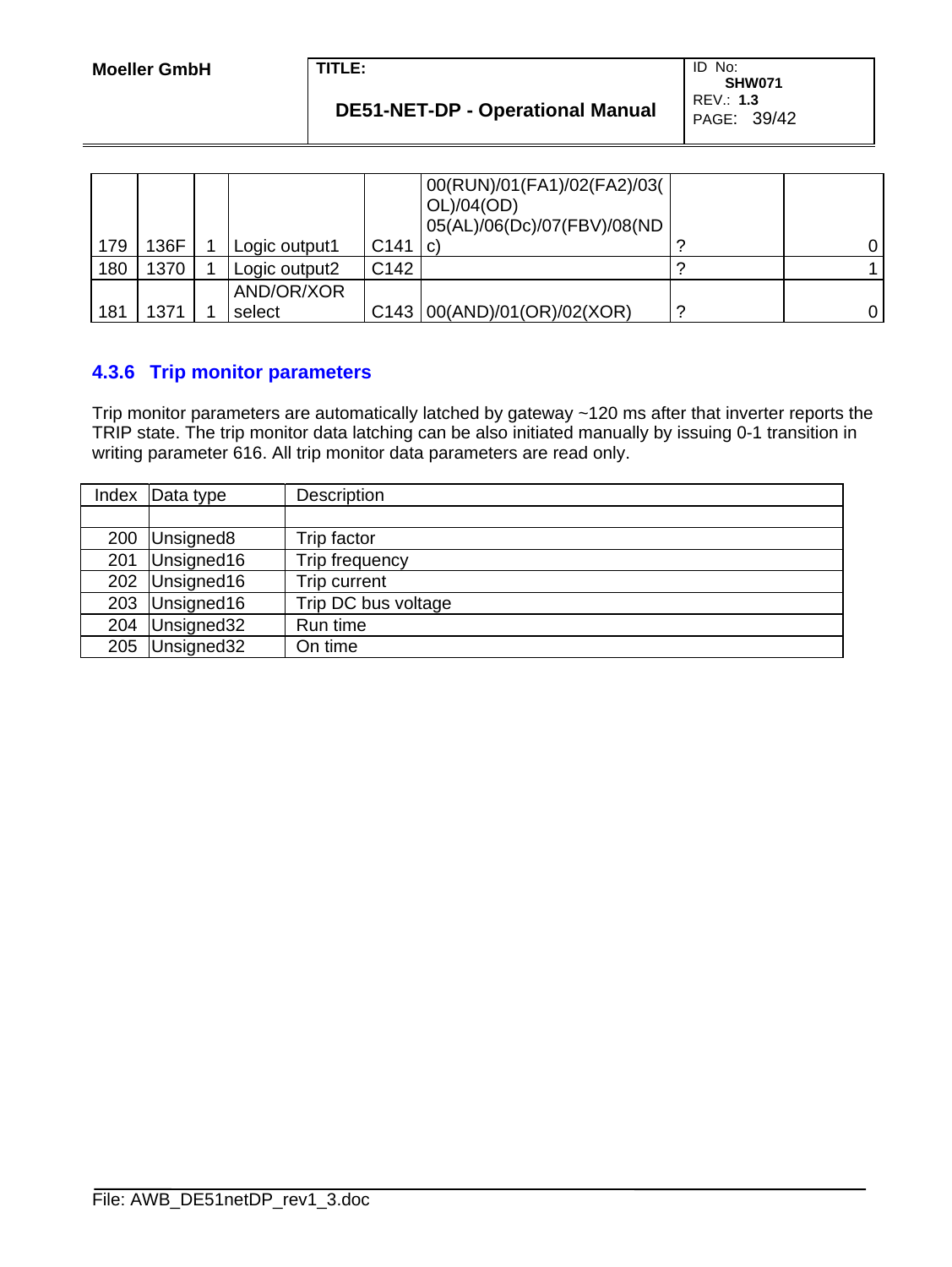| 179 | 136F | 1 | Logic output1 | C141 | 00(RUN)/01(FA1)/02(FA2)/03(OL)/04(OD) 05(AL)/06(Dc)/07(FBV)/08(NDc) | ? | 0 |
|---|---|---|---|---|---|---|---|
| 180 | 1370 | 1 | Logic output2 | C142 | | ? | 1 |
| 181 | 1371 | 1 | AND/OR/XOR select | C143 | 00(AND)/01(OR)/02(XOR) | ? | 0 |

### 4.3.6 Trip monitor parameters

Trip monitor parameters are automatically latched by gateway ~120 ms after that inverter reports the TRIP state. The trip monitor data latching can be also initiated manually by issuing 0-1 transition in writing parameter 616. All trip monitor data parameters are read only.

| Index | Data type | Description |
|---|---|---|
| | | |
| 200 | Unsigned8 | Trip factor |
| 201 | Unsigned16 | Trip frequency |
| 202 | Unsigned16 | Trip current |
| 203 | Unsigned16 | Trip DC bus voltage |
| 204 | Unsigned32 | Run time |
| 205 | Unsigned32 | On time |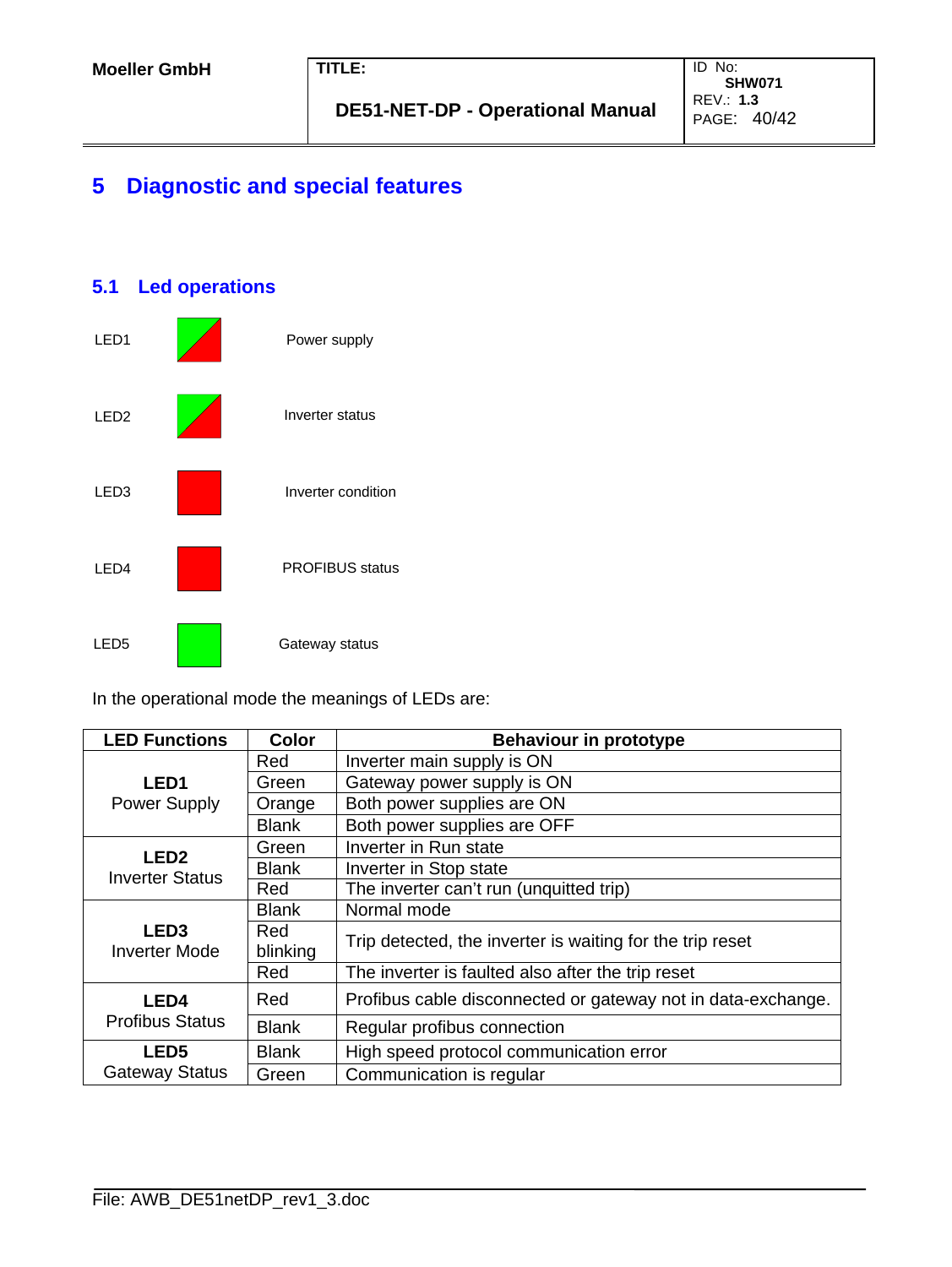# 5 Diagnostic and special features

## 5.1 Led operations

LED1 Power supply

LED2 Inverter status

LED3 Inverter condition

LED4 PROFIBUS status

LED5 Gateway status

In the operational mode the meanings of LEDs are:

| LED Functions | Color | Behaviour in prototype |
|---|---|---|
| **LED1** Power Supply | Red | Inverter main supply is ON |
| | Green | Gateway power supply is ON |
| | Orange | Both power supplies are ON |
| | Blank | Both power supplies are OFF |
| **LED2** Inverter Status | Green | Inverter in Run state |
| | Blank | Inverter in Stop state |
| | Red | The inverter can't run (unquitted trip) |
| **LED3** Inverter Mode | Blank | Normal mode |
| | Red blinking | Trip detected, the inverter is waiting for the trip reset |
| | Red | The inverter is faulted also after the trip reset |
| **LED4** Profibus Status | Red | Profibus cable disconnected or gateway not in data-exchange. |
| | Blank | Regular profibus connection |
| **LED5** Gateway Status | Blank | High speed protocol communication error |
| | Green | Communication is regular |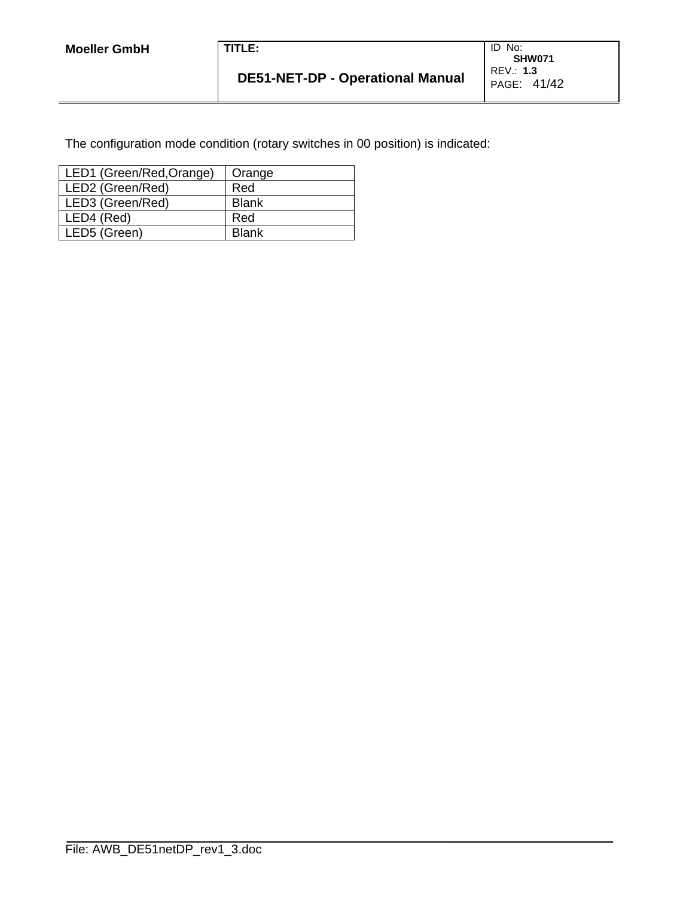The configuration mode condition (rotary switches in 00 position) is indicated:

| LED1 (Green/Red,Orange) | Orange |
| --- | --- |
| LED2 (Green/Red) | Red |
| LED3 (Green/Red) | Blank |
| LED4 (Red) | Red |
| LED5 (Green) | Blank |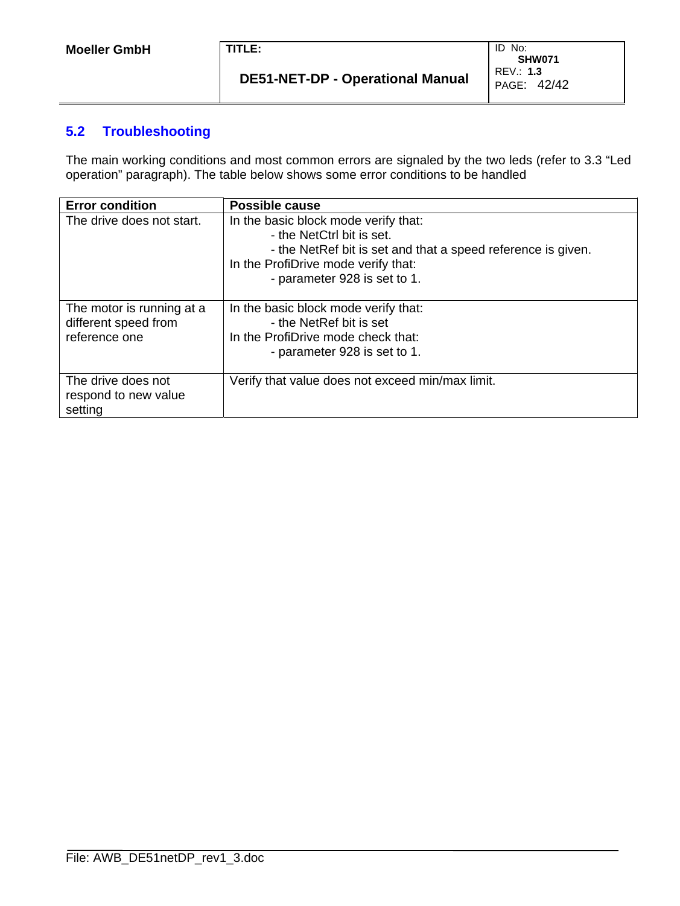## 5.2 Troubleshooting

The main working conditions and most common errors are signaled by the two leds (refer to 3.3 “Led operation” paragraph). The table below shows some error conditions to be handled

| Error condition | Possible cause |
|---|---|
| The drive does not start. | In the basic block mode verify that:<br>- the NetCtrl bit is set.<br>- the NetRef bit is set and that a speed reference is given.<br>In the ProfiDrive mode verify that:<br>- parameter 928 is set to 1. |
| The motor is running at a different speed from reference one | In the basic block mode verify that:<br>- the NetRef bit is set<br>In the ProfiDrive mode check that:<br>- parameter 928 is set to 1. |
| The drive does not respond to new value setting | Verify that value does not exceed min/max limit. |